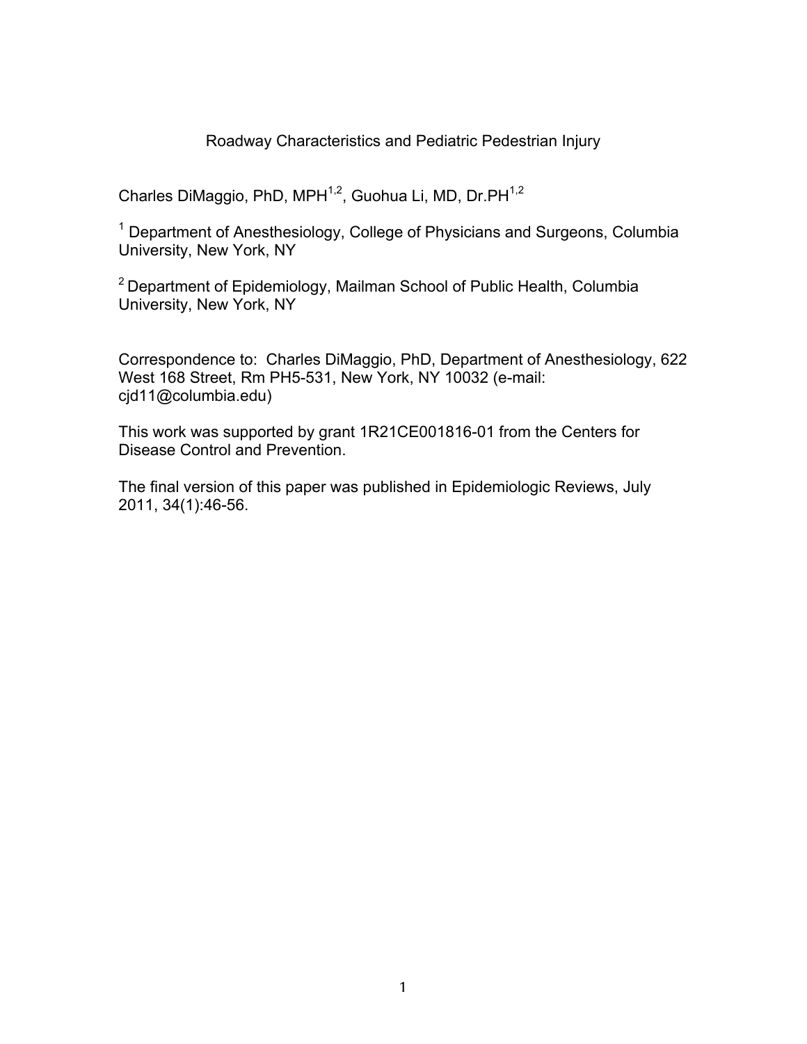# Roadway Characteristics and Pediatric Pedestrian Injury

Charles DiMaggio, PhD, MPH[1,2], Guohua Li, MD, Dr.PH[1,2]

[1] Department of Anesthesiology, College of Physicians and Surgeons, Columbia University, New York, NY

[2] Department of Epidemiology, Mailman School of Public Health, Columbia University, New York, NY

Correspondence to: Charles DiMaggio, PhD, Department of Anesthesiology, 622 West 168 Street, Rm PH5-531, New York, NY 10032 (e-mail: cjd11@columbia.edu)

This work was supported by grant 1R21CE001816-01 from the Centers for Disease Control and Prevention.

The final version of this paper was published in Epidemiologic Reviews, July 2011, 34(1):46-56.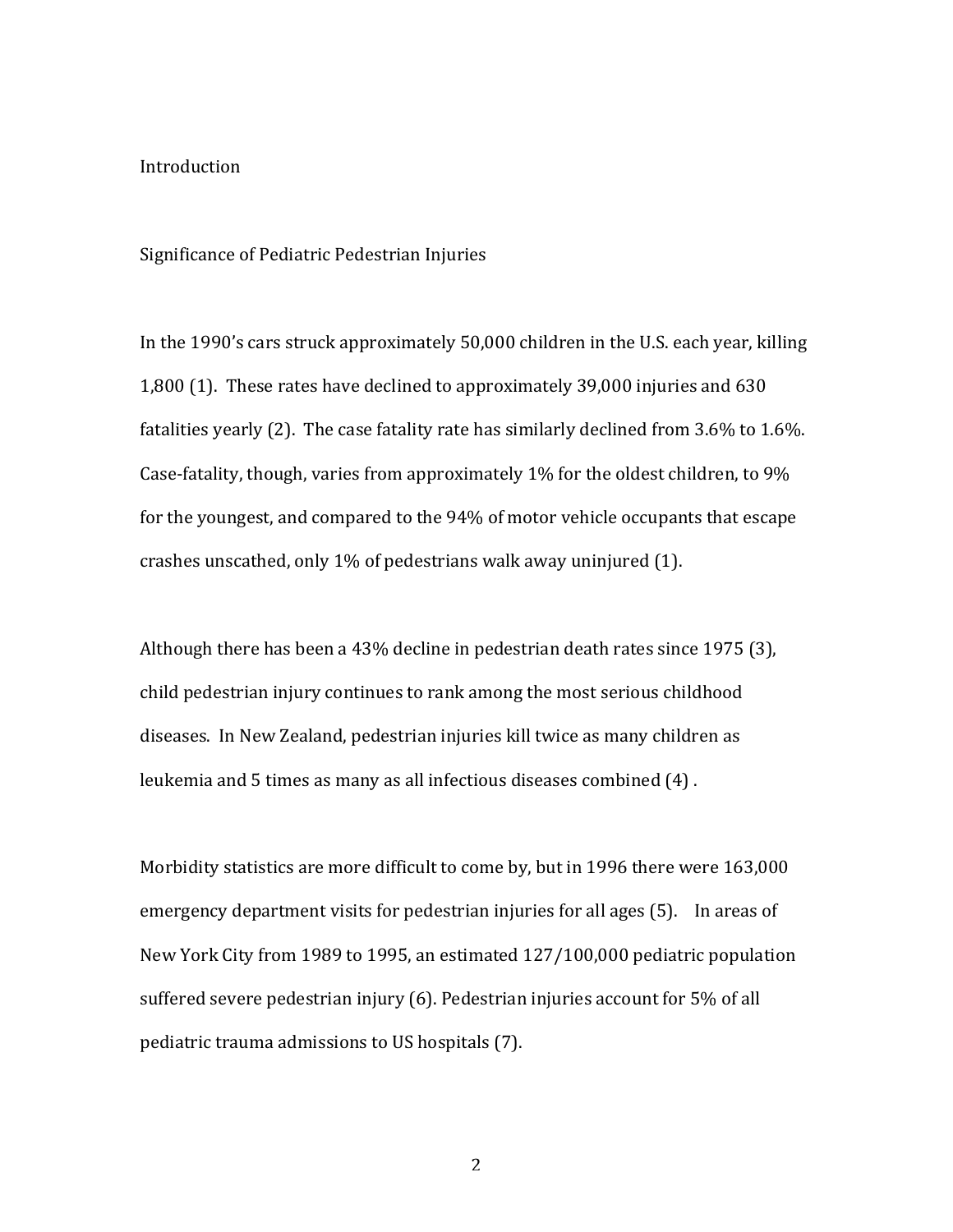# Introduction

## Significance of Pediatric Pedestrian Injuries

In the 1990's cars struck approximately 50,000 children in the U.S. each year, killing 1,800 (1). These rates have declined to approximately 39,000 injuries and 630 fatalities yearly (2). The case fatality rate has similarly declined from 3.6% to 1.6%. Case-fatality, though, varies from approximately 1% for the oldest children, to 9% for the youngest, and compared to the 94% of motor vehicle occupants that escape crashes unscathed, only 1% of pedestrians walk away uninjured (1).

Although there has been a 43% decline in pedestrian death rates since 1975 (3), child pedestrian injury continues to rank among the most serious childhood diseases. In New Zealand, pedestrian injuries kill twice as many children as leukemia and 5 times as many as all infectious diseases combined (4) .

Morbidity statistics are more difficult to come by, but in 1996 there were 163,000 emergency department visits for pedestrian injuries for all ages (5). In areas of New York City from 1989 to 1995, an estimated 127/100,000 pediatric population suffered severe pedestrian injury (6). Pedestrian injuries account for 5% of all pediatric trauma admissions to US hospitals (7).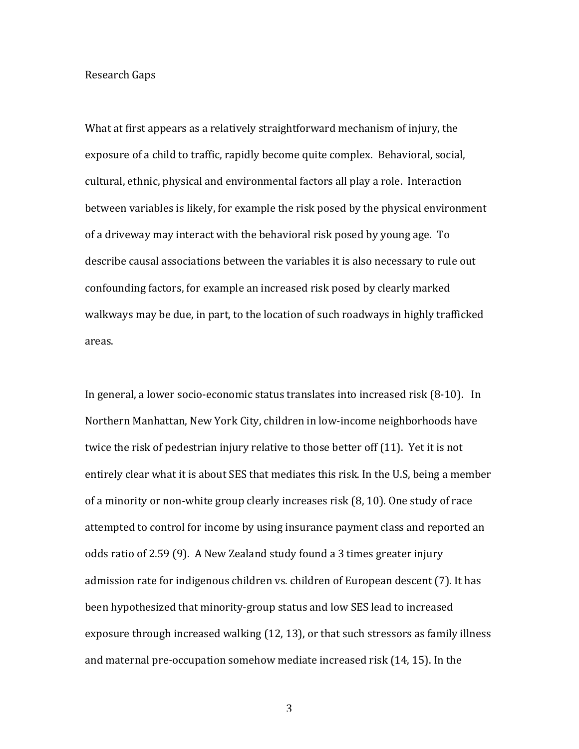## Research Gaps

What at first appears as a relatively straightforward mechanism of injury, the exposure of a child to traffic, rapidly become quite complex. Behavioral, social, cultural, ethnic, physical and environmental factors all play a role. Interaction between variables is likely, for example the risk posed by the physical environment of a driveway may interact with the behavioral risk posed by young age. To describe causal associations between the variables it is also necessary to rule out confounding factors, for example an increased risk posed by clearly marked walkways may be due, in part, to the location of such roadways in highly trafficked areas.

In general, a lower socio-economic status translates into increased risk (8-10). In Northern Manhattan, New York City, children in low-income neighborhoods have twice the risk of pedestrian injury relative to those better off (11). Yet it is not entirely clear what it is about SES that mediates this risk. In the U.S, being a member of a minority or non-white group clearly increases risk (8, 10). One study of race attempted to control for income by using insurance payment class and reported an odds ratio of 2.59 (9). A New Zealand study found a 3 times greater injury admission rate for indigenous children vs. children of European descent (7). It has been hypothesized that minority-group status and low SES lead to increased exposure through increased walking (12, 13), or that such stressors as family illness and maternal pre-occupation somehow mediate increased risk (14, 15). In the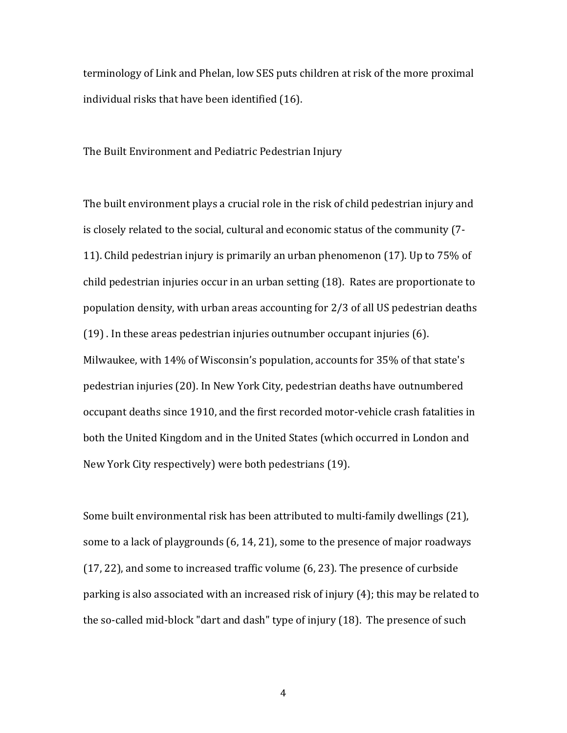terminology of Link and Phelan, low SES puts children at risk of the more proximal individual risks that have been identified (16).

## The Built Environment and Pediatric Pedestrian Injury

The built environment plays a crucial role in the risk of child pedestrian injury and is closely related to the social, cultural and economic status of the community (7-11). Child pedestrian injury is primarily an urban phenomenon (17). Up to 75% of child pedestrian injuries occur in an urban setting (18). Rates are proportionate to population density, with urban areas accounting for 2/3 of all US pedestrian deaths (19) . In these areas pedestrian injuries outnumber occupant injuries (6). Milwaukee, with 14% of Wisconsin's population, accounts for 35% of that state's pedestrian injuries (20). In New York City, pedestrian deaths have outnumbered occupant deaths since 1910, and the first recorded motor-vehicle crash fatalities in both the United Kingdom and in the United States (which occurred in London and New York City respectively) were both pedestrians (19).

Some built environmental risk has been attributed to multi-family dwellings (21), some to a lack of playgrounds (6, 14, 21), some to the presence of major roadways (17, 22), and some to increased traffic volume (6, 23). The presence of curbside parking is also associated with an increased risk of injury (4); this may be related to the so-called mid-block "dart and dash" type of injury (18). The presence of such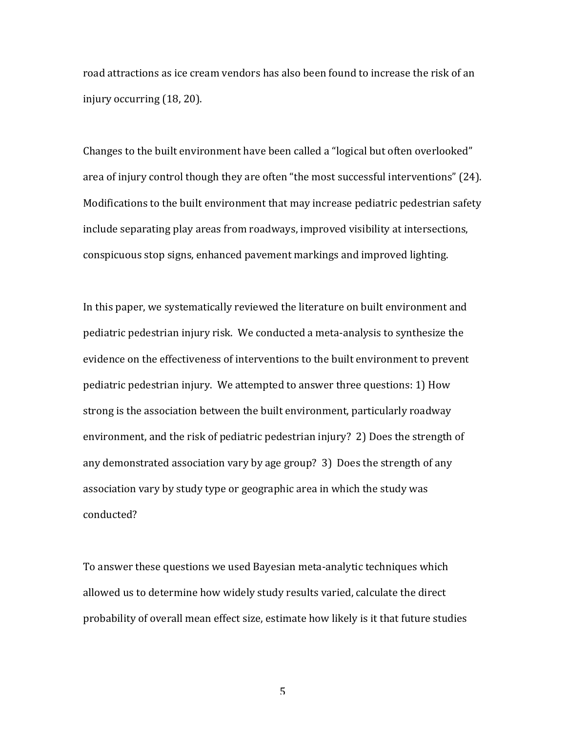road attractions as ice cream vendors has also been found to increase the risk of an injury occurring (18, 20).

Changes to the built environment have been called a “logical but often overlooked” area of injury control though they are often “the most successful interventions” (24). Modifications to the built environment that may increase pediatric pedestrian safety include separating play areas from roadways, improved visibility at intersections, conspicuous stop signs, enhanced pavement markings and improved lighting.

In this paper, we systematically reviewed the literature on built environment and pediatric pedestrian injury risk. We conducted a meta-analysis to synthesize the evidence on the effectiveness of interventions to the built environment to prevent pediatric pedestrian injury. We attempted to answer three questions: 1) How strong is the association between the built environment, particularly roadway environment, and the risk of pediatric pedestrian injury? 2) Does the strength of any demonstrated association vary by age group? 3) Does the strength of any association vary by study type or geographic area in which the study was conducted?

To answer these questions we used Bayesian meta-analytic techniques which allowed us to determine how widely study results varied, calculate the direct probability of overall mean effect size, estimate how likely is it that future studies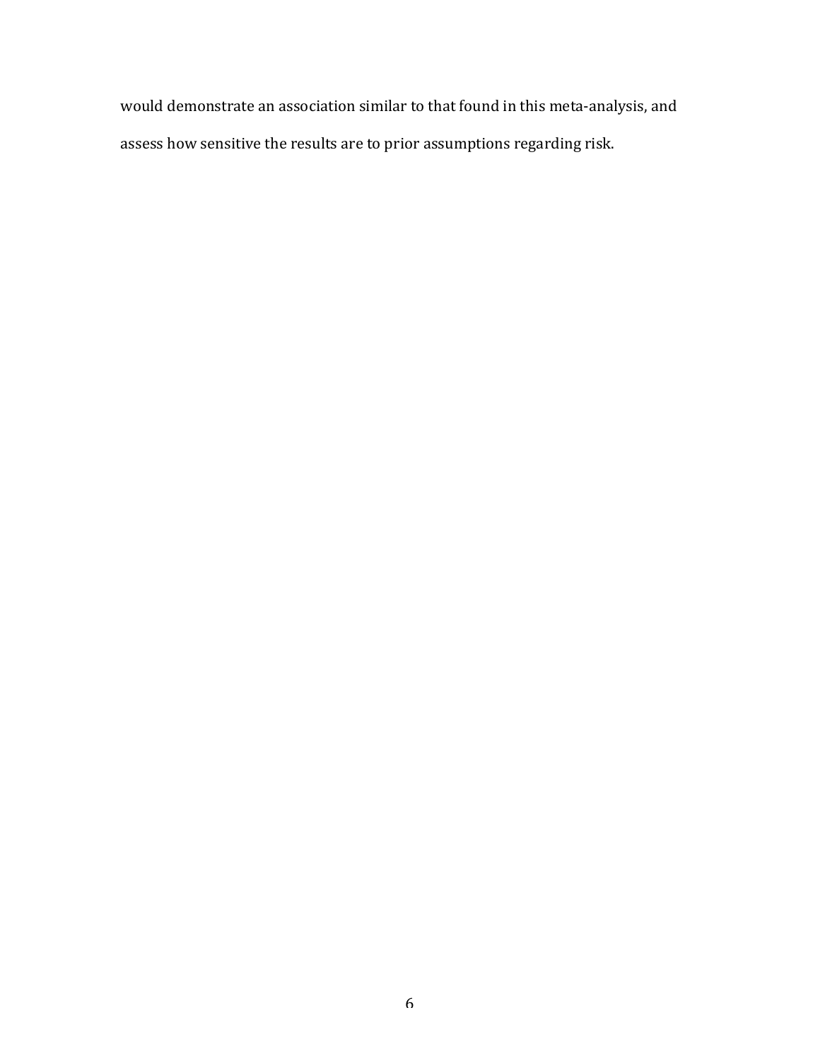would demonstrate an association similar to that found in this meta-analysis, and assess how sensitive the results are to prior assumptions regarding risk.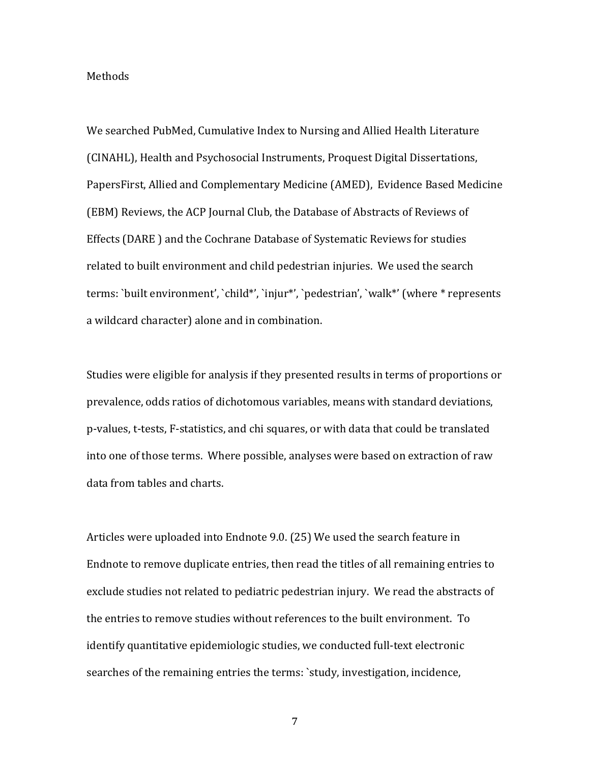Methods

We searched PubMed, Cumulative Index to Nursing and Allied Health Literature (CINAHL), Health and Psychosocial Instruments, Proquest Digital Dissertations, PapersFirst, Allied and Complementary Medicine (AMED), Evidence Based Medicine (EBM) Reviews, the ACP Journal Club, the Database of Abstracts of Reviews of Effects (DARE ) and the Cochrane Database of Systematic Reviews for studies related to built environment and child pedestrian injuries. We used the search terms: `built environment', `child*', `injur*', `pedestrian', `walk*' (where * represents a wildcard character) alone and in combination.

Studies were eligible for analysis if they presented results in terms of proportions or prevalence, odds ratios of dichotomous variables, means with standard deviations, p-values, t-tests, F-statistics, and chi squares, or with data that could be translated into one of those terms. Where possible, analyses were based on extraction of raw data from tables and charts.

Articles were uploaded into Endnote 9.0. (25) We used the search feature in Endnote to remove duplicate entries, then read the titles of all remaining entries to exclude studies not related to pediatric pedestrian injury. We read the abstracts of the entries to remove studies without references to the built environment. To identify quantitative epidemiologic studies, we conducted full-text electronic searches of the remaining entries the terms: `study, investigation, incidence,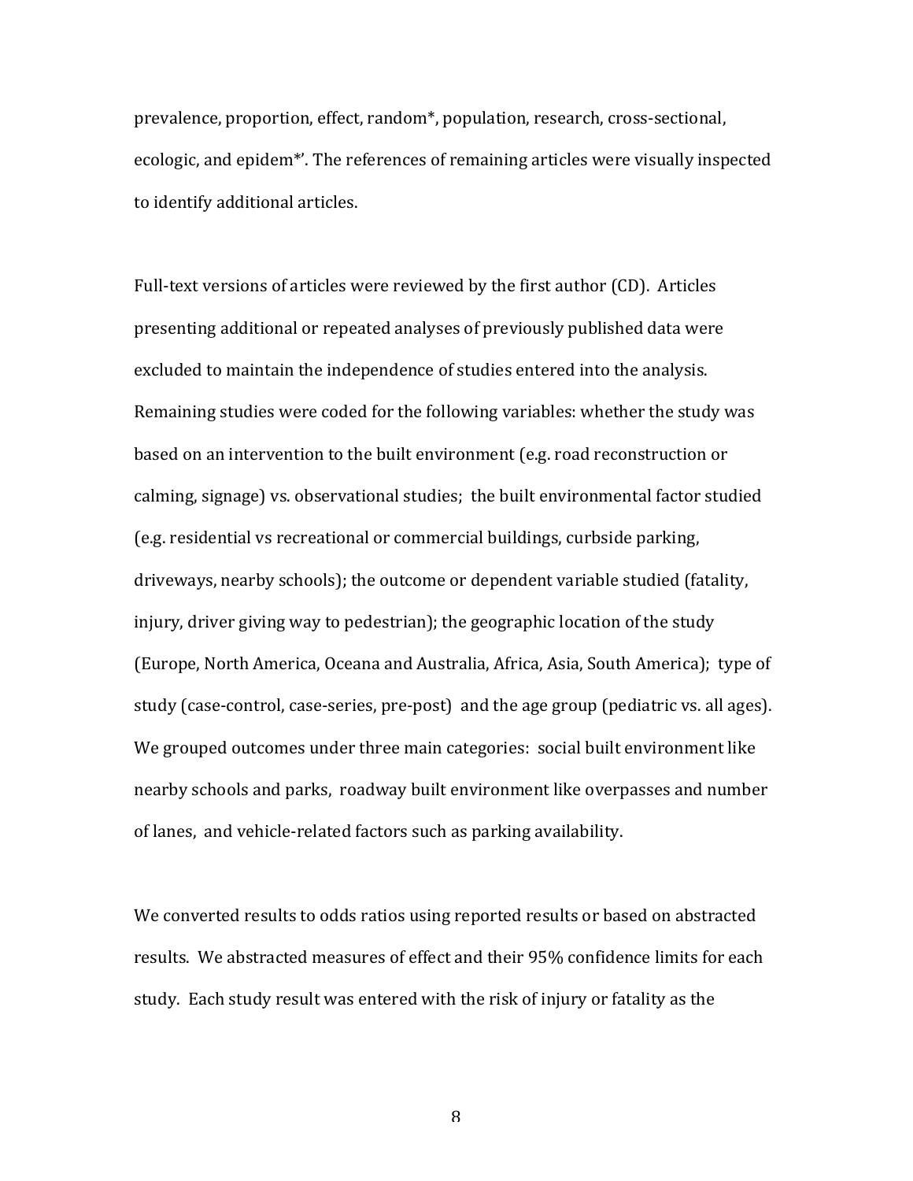prevalence, proportion, effect, random*, population, research, cross-sectional, ecologic, and epidem*'. The references of remaining articles were visually inspected to identify additional articles.

Full-text versions of articles were reviewed by the first author (CD). Articles presenting additional or repeated analyses of previously published data were excluded to maintain the independence of studies entered into the analysis. Remaining studies were coded for the following variables: whether the study was based on an intervention to the built environment (e.g. road reconstruction or calming, signage) vs. observational studies; the built environmental factor studied (e.g. residential vs recreational or commercial buildings, curbside parking, driveways, nearby schools); the outcome or dependent variable studied (fatality, injury, driver giving way to pedestrian); the geographic location of the study (Europe, North America, Oceana and Australia, Africa, Asia, South America); type of study (case-control, case-series, pre-post) and the age group (pediatric vs. all ages). We grouped outcomes under three main categories: social built environment like nearby schools and parks, roadway built environment like overpasses and number of lanes, and vehicle-related factors such as parking availability.

We converted results to odds ratios using reported results or based on abstracted results. We abstracted measures of effect and their 95% confidence limits for each study. Each study result was entered with the risk of injury or fatality as the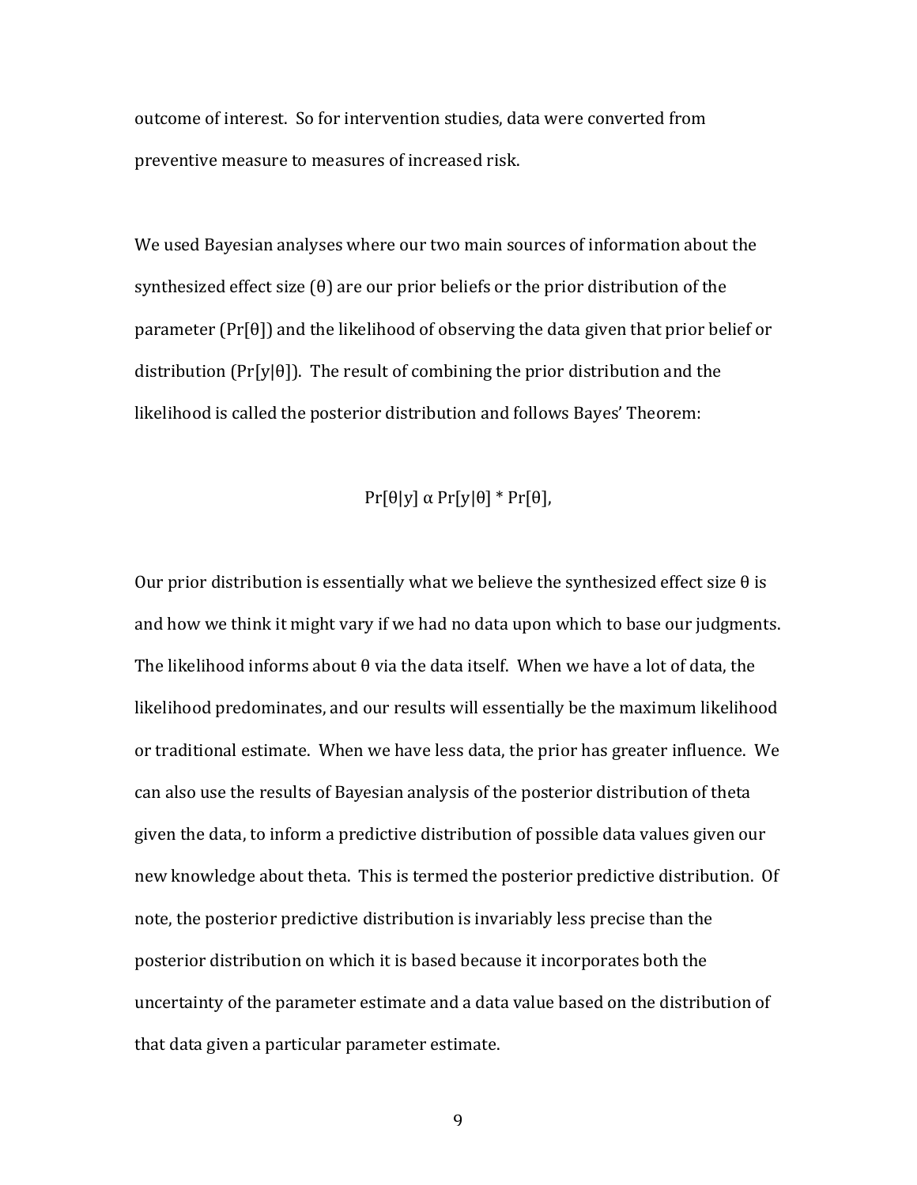outcome of interest. So for intervention studies, data were converted from preventive measure to measures of increased risk.

We used Bayesian analyses where our two main sources of information about the synthesized effect size ($\theta$) are our prior beliefs or the prior distribution of the parameter ($Pr[\theta]$) and the likelihood of observing the data given that prior belief or distribution ($Pr[y|\theta]$). The result of combining the prior distribution and the likelihood is called the posterior distribution and follows Bayes' Theorem:

$$Pr[\theta|y] \propto Pr[y|\theta] * Pr[\theta],$$

Our prior distribution is essentially what we believe the synthesized effect size $\theta$ is and how we think it might vary if we had no data upon which to base our judgments. The likelihood informs about $\theta$ via the data itself. When we have a lot of data, the likelihood predominates, and our results will essentially be the maximum likelihood or traditional estimate. When we have less data, the prior has greater influence. We can also use the results of Bayesian analysis of the posterior distribution of theta given the data, to inform a predictive distribution of possible data values given our new knowledge about theta. This is termed the posterior predictive distribution. Of note, the posterior predictive distribution is invariably less precise than the posterior distribution on which it is based because it incorporates both the uncertainty of the parameter estimate and a data value based on the distribution of that data given a particular parameter estimate.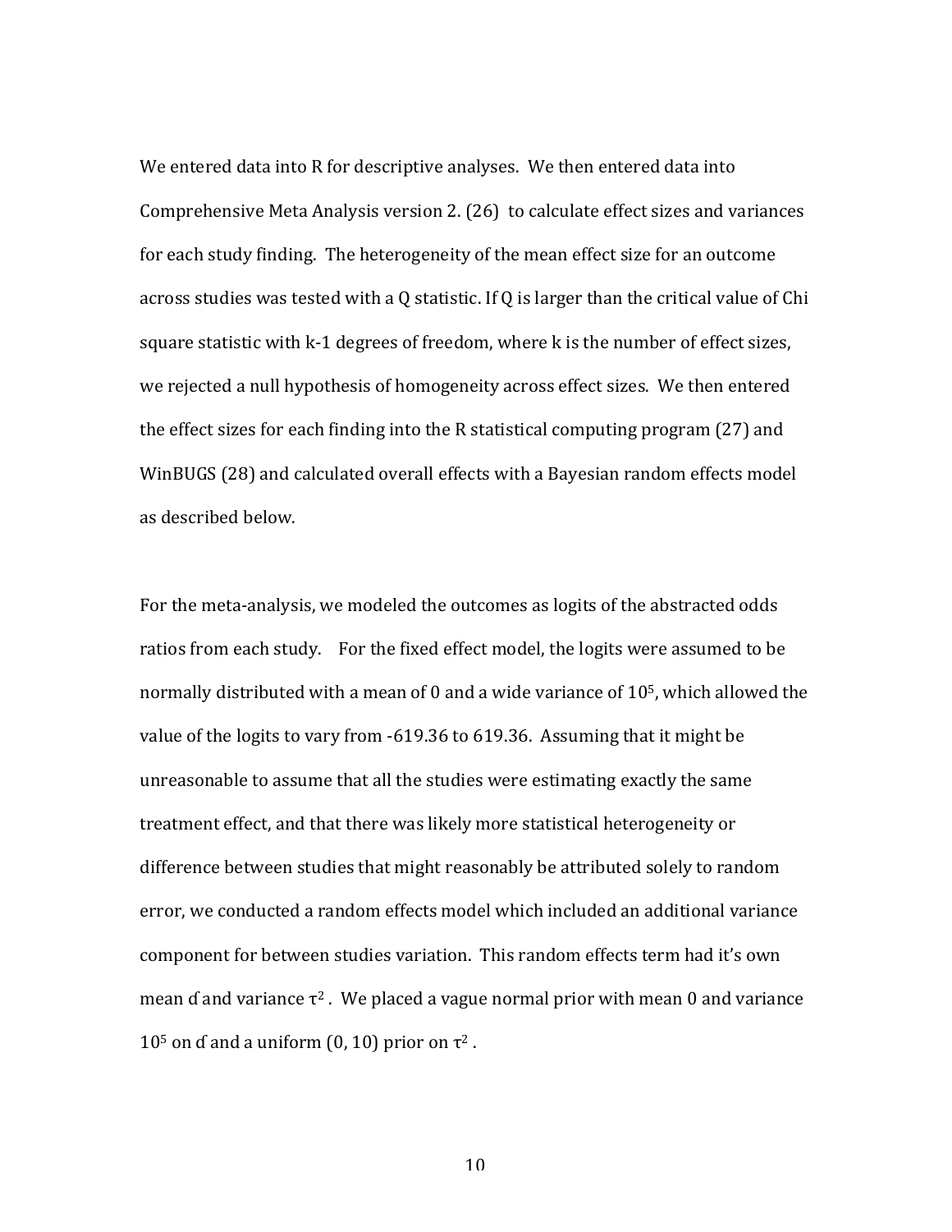We entered data into R for descriptive analyses. We then entered data into Comprehensive Meta Analysis version 2. (26) to calculate effect sizes and variances for each study finding. The heterogeneity of the mean effect size for an outcome across studies was tested with a Q statistic. If Q is larger than the critical value of Chi square statistic with k-1 degrees of freedom, where k is the number of effect sizes, we rejected a null hypothesis of homogeneity across effect sizes. We then entered the effect sizes for each finding into the R statistical computing program (27) and WinBUGS (28) and calculated overall effects with a Bayesian random effects model as described below.

For the meta-analysis, we modeled the outcomes as logits of the abstracted odds ratios from each study. For the fixed effect model, the logits were assumed to be normally distributed with a mean of 0 and a wide variance of $10^5$, which allowed the value of the logits to vary from -619.36 to 619.36. Assuming that it might be unreasonable to assume that all the studies were estimating exactly the same treatment effect, and that there was likely more statistical heterogeneity or difference between studies that might reasonably be attributed solely to random error, we conducted a random effects model which included an additional variance component for between studies variation. This random effects term had it's own mean ɗ and variance $\tau^2$. We placed a vague normal prior with mean 0 and variance $10^5$ on ɗ and a uniform (0, 10) prior on $\tau^2$.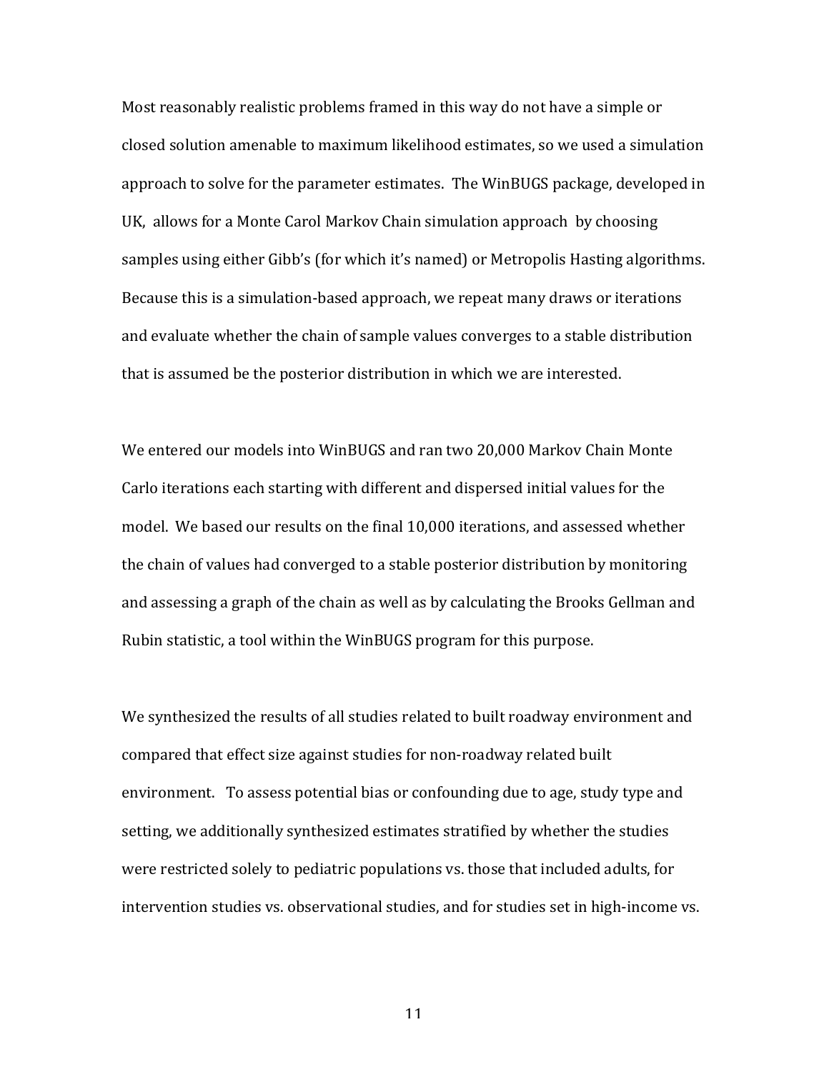Most reasonably realistic problems framed in this way do not have a simple or closed solution amenable to maximum likelihood estimates, so we used a simulation approach to solve for the parameter estimates. The WinBUGS package, developed in UK, allows for a Monte Carol Markov Chain simulation approach by choosing samples using either Gibb's (for which it's named) or Metropolis Hasting algorithms. Because this is a simulation-based approach, we repeat many draws or iterations and evaluate whether the chain of sample values converges to a stable distribution that is assumed be the posterior distribution in which we are interested.

We entered our models into WinBUGS and ran two 20,000 Markov Chain Monte Carlo iterations each starting with different and dispersed initial values for the model. We based our results on the final 10,000 iterations, and assessed whether the chain of values had converged to a stable posterior distribution by monitoring and assessing a graph of the chain as well as by calculating the Brooks Gellman and Rubin statistic, a tool within the WinBUGS program for this purpose.

We synthesized the results of all studies related to built roadway environment and compared that effect size against studies for non-roadway related built environment. To assess potential bias or confounding due to age, study type and setting, we additionally synthesized estimates stratified by whether the studies were restricted solely to pediatric populations vs. those that included adults, for intervention studies vs. observational studies, and for studies set in high-income vs.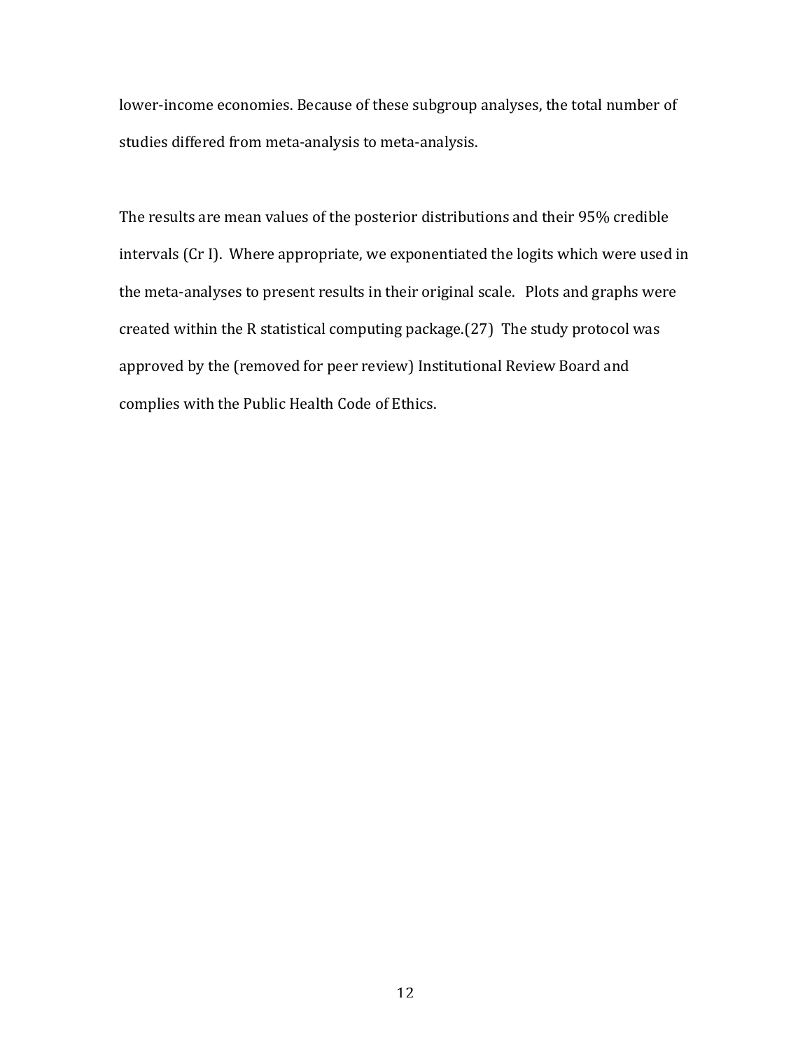lower-income economies. Because of these subgroup analyses, the total number of studies differed from meta-analysis to meta-analysis.

The results are mean values of the posterior distributions and their 95% credible intervals (Cr I). Where appropriate, we exponentiated the logits which were used in the meta-analyses to present results in their original scale. Plots and graphs were created within the R statistical computing package.(27) The study protocol was approved by the (removed for peer review) Institutional Review Board and complies with the Public Health Code of Ethics.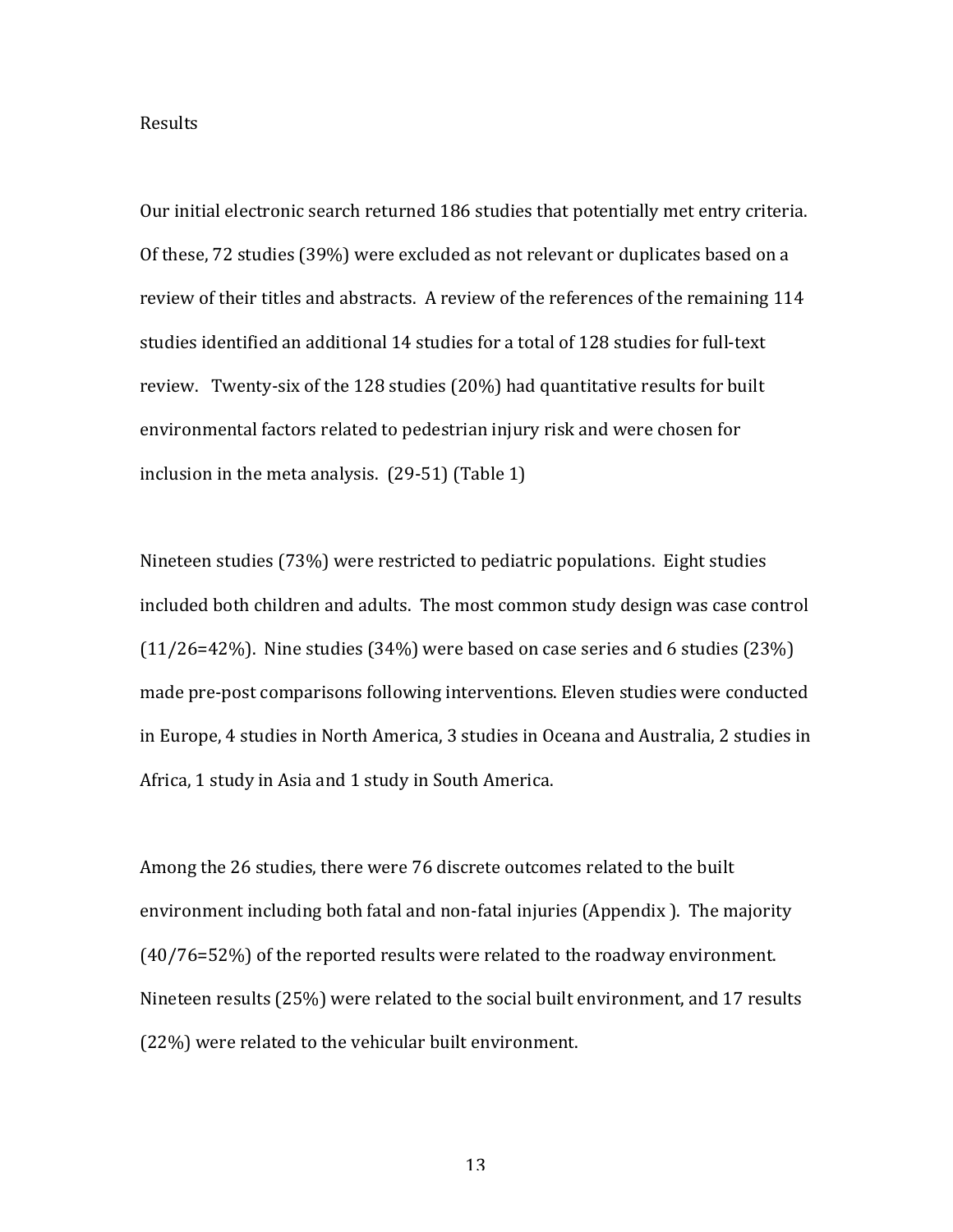## Results

Our initial electronic search returned 186 studies that potentially met entry criteria. Of these, 72 studies (39%) were excluded as not relevant or duplicates based on a review of their titles and abstracts. A review of the references of the remaining 114 studies identified an additional 14 studies for a total of 128 studies for full-text review. Twenty-six of the 128 studies (20%) had quantitative results for built environmental factors related to pedestrian injury risk and were chosen for inclusion in the meta analysis. (29-51) (Table 1)

Nineteen studies (73%) were restricted to pediatric populations. Eight studies included both children and adults. The most common study design was case control (11/26=42%). Nine studies (34%) were based on case series and 6 studies (23%) made pre-post comparisons following interventions. Eleven studies were conducted in Europe, 4 studies in North America, 3 studies in Oceana and Australia, 2 studies in Africa, 1 study in Asia and 1 study in South America.

Among the 26 studies, there were 76 discrete outcomes related to the built environment including both fatal and non-fatal injuries (Appendix ). The majority (40/76=52%) of the reported results were related to the roadway environment. Nineteen results (25%) were related to the social built environment, and 17 results (22%) were related to the vehicular built environment.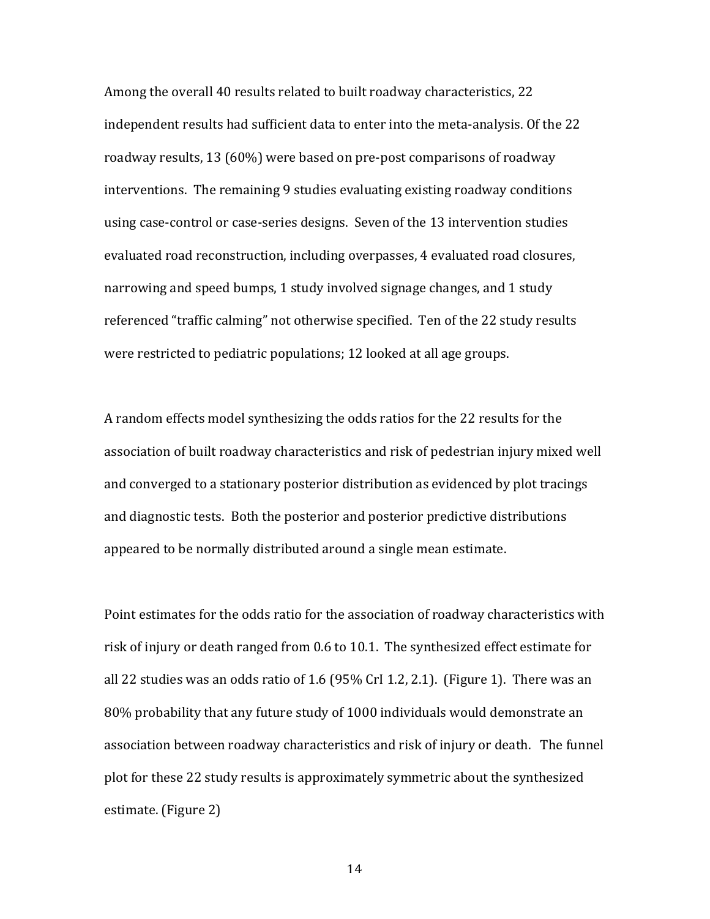Among the overall 40 results related to built roadway characteristics, 22 independent results had sufficient data to enter into the meta-analysis. Of the 22 roadway results, 13 (60%) were based on pre-post comparisons of roadway interventions. The remaining 9 studies evaluating existing roadway conditions using case-control or case-series designs. Seven of the 13 intervention studies evaluated road reconstruction, including overpasses, 4 evaluated road closures, narrowing and speed bumps, 1 study involved signage changes, and 1 study referenced "traffic calming" not otherwise specified. Ten of the 22 study results were restricted to pediatric populations; 12 looked at all age groups.

A random effects model synthesizing the odds ratios for the 22 results for the association of built roadway characteristics and risk of pedestrian injury mixed well and converged to a stationary posterior distribution as evidenced by plot tracings and diagnostic tests. Both the posterior and posterior predictive distributions appeared to be normally distributed around a single mean estimate.

Point estimates for the odds ratio for the association of roadway characteristics with risk of injury or death ranged from 0.6 to 10.1. The synthesized effect estimate for all 22 studies was an odds ratio of 1.6 (95% CrI 1.2, 2.1). (Figure 1). There was an 80% probability that any future study of 1000 individuals would demonstrate an association between roadway characteristics and risk of injury or death. The funnel plot for these 22 study results is approximately symmetric about the synthesized estimate. (Figure 2)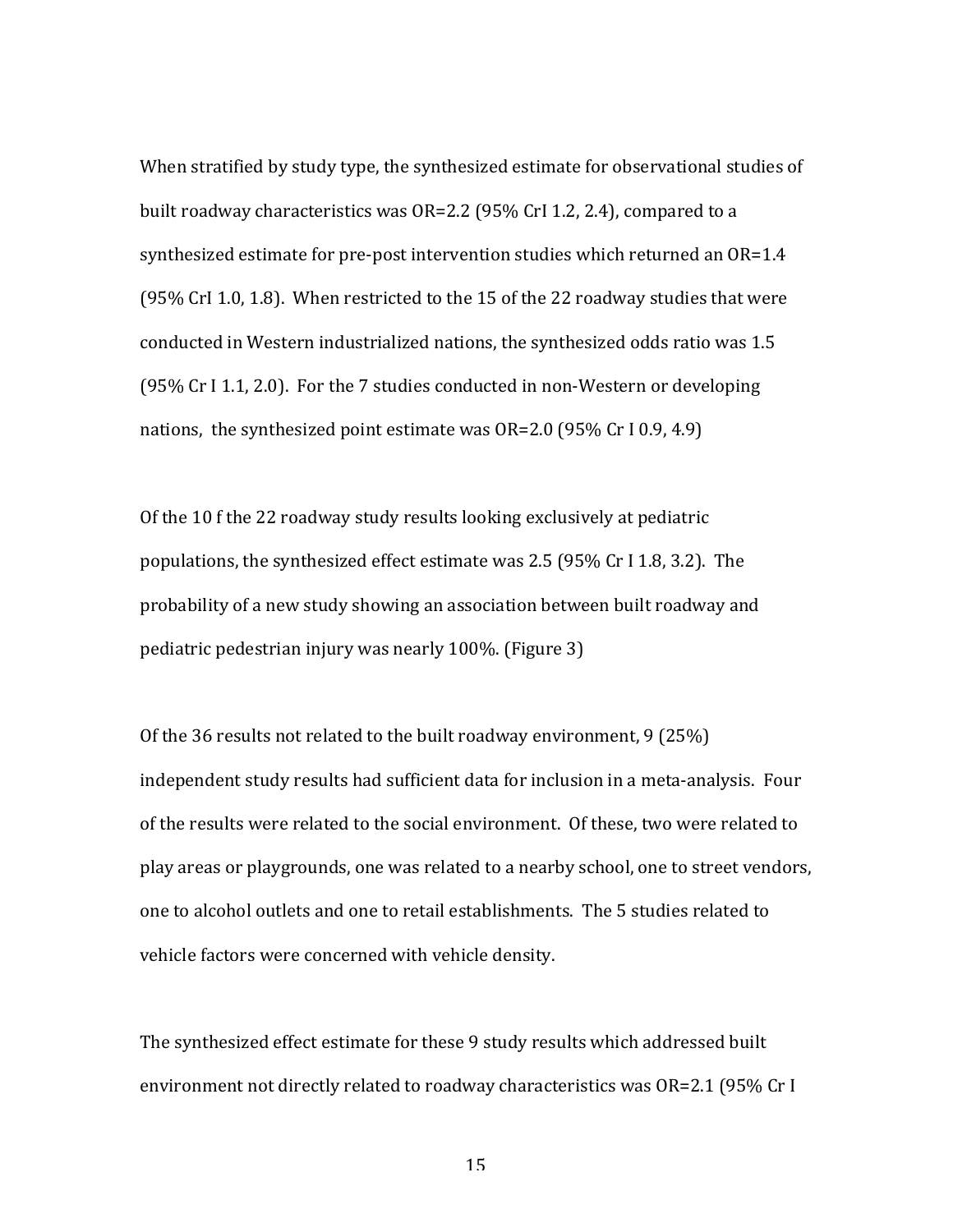When stratified by study type, the synthesized estimate for observational studies of built roadway characteristics was OR=2.2 (95% CrI 1.2, 2.4), compared to a synthesized estimate for pre-post intervention studies which returned an OR=1.4 (95% CrI 1.0, 1.8). When restricted to the 15 of the 22 roadway studies that were conducted in Western industrialized nations, the synthesized odds ratio was 1.5 (95% Cr I 1.1, 2.0). For the 7 studies conducted in non-Western or developing nations, the synthesized point estimate was OR=2.0 (95% Cr I 0.9, 4.9)

Of the 10 f the 22 roadway study results looking exclusively at pediatric populations, the synthesized effect estimate was 2.5 (95% Cr I 1.8, 3.2). The probability of a new study showing an association between built roadway and pediatric pedestrian injury was nearly 100%. (Figure 3)

Of the 36 results not related to the built roadway environment, 9 (25%) independent study results had sufficient data for inclusion in a meta-analysis. Four of the results were related to the social environment. Of these, two were related to play areas or playgrounds, one was related to a nearby school, one to street vendors, one to alcohol outlets and one to retail establishments. The 5 studies related to vehicle factors were concerned with vehicle density.

The synthesized effect estimate for these 9 study results which addressed built environment not directly related to roadway characteristics was OR=2.1 (95% Cr I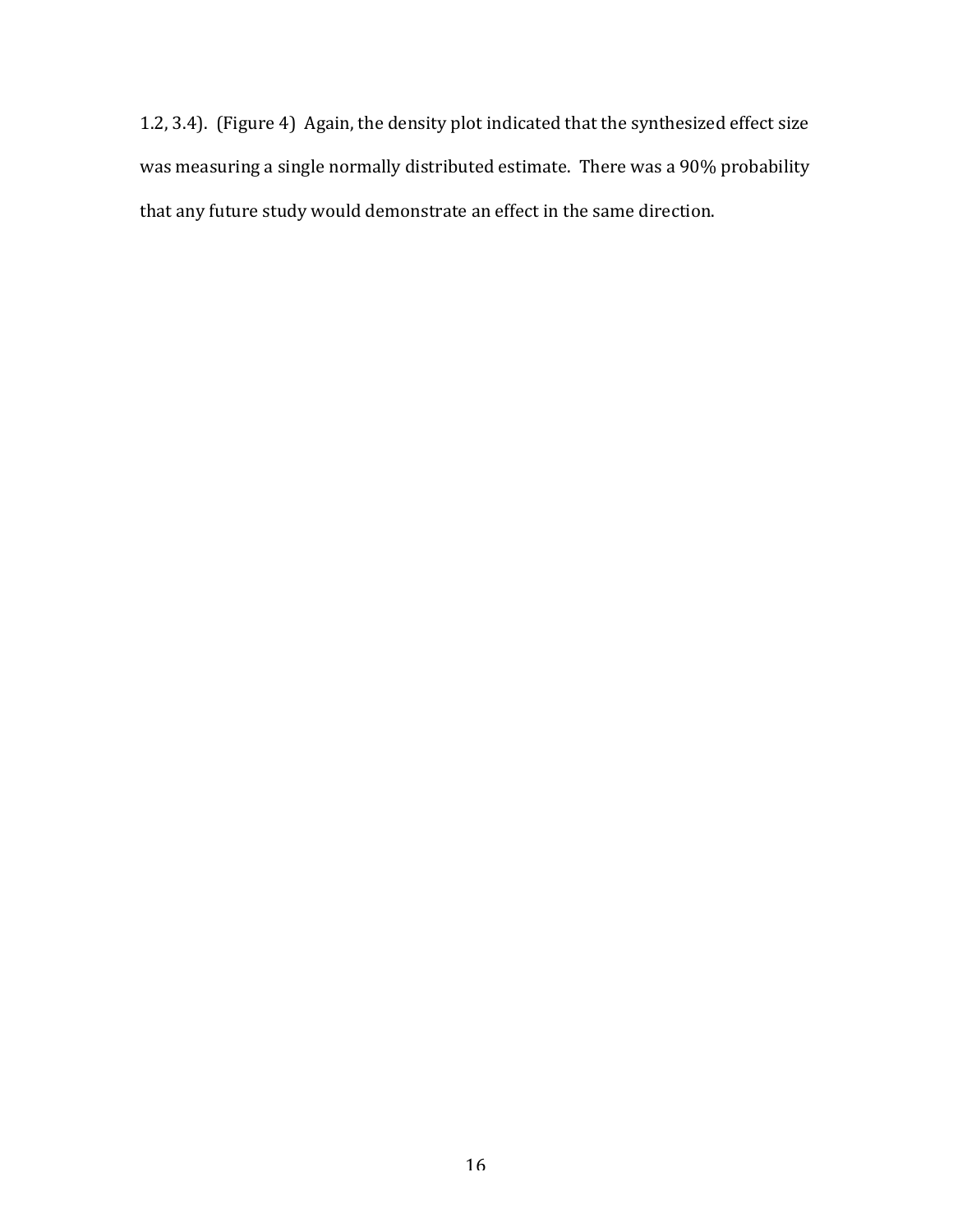1.2, 3.4). (Figure 4) Again, the density plot indicated that the synthesized effect size was measuring a single normally distributed estimate. There was a 90% probability that any future study would demonstrate an effect in the same direction.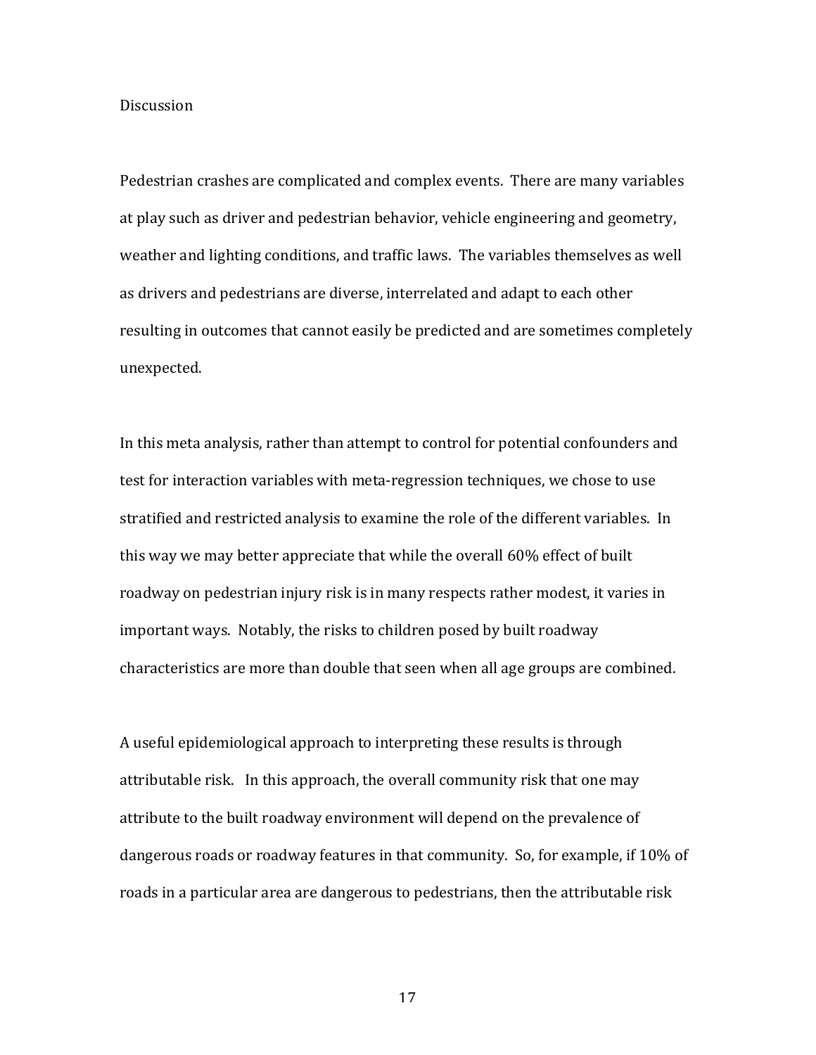## Discussion

Pedestrian crashes are complicated and complex events. There are many variables at play such as driver and pedestrian behavior, vehicle engineering and geometry, weather and lighting conditions, and traffic laws. The variables themselves as well as drivers and pedestrians are diverse, interrelated and adapt to each other resulting in outcomes that cannot easily be predicted and are sometimes completely unexpected.

In this meta analysis, rather than attempt to control for potential confounders and test for interaction variables with meta-regression techniques, we chose to use stratified and restricted analysis to examine the role of the different variables. In this way we may better appreciate that while the overall 60% effect of built roadway on pedestrian injury risk is in many respects rather modest, it varies in important ways. Notably, the risks to children posed by built roadway characteristics are more than double that seen when all age groups are combined.

A useful epidemiological approach to interpreting these results is through attributable risk. In this approach, the overall community risk that one may attribute to the built roadway environment will depend on the prevalence of dangerous roads or roadway features in that community. So, for example, if 10% of roads in a particular area are dangerous to pedestrians, then the attributable risk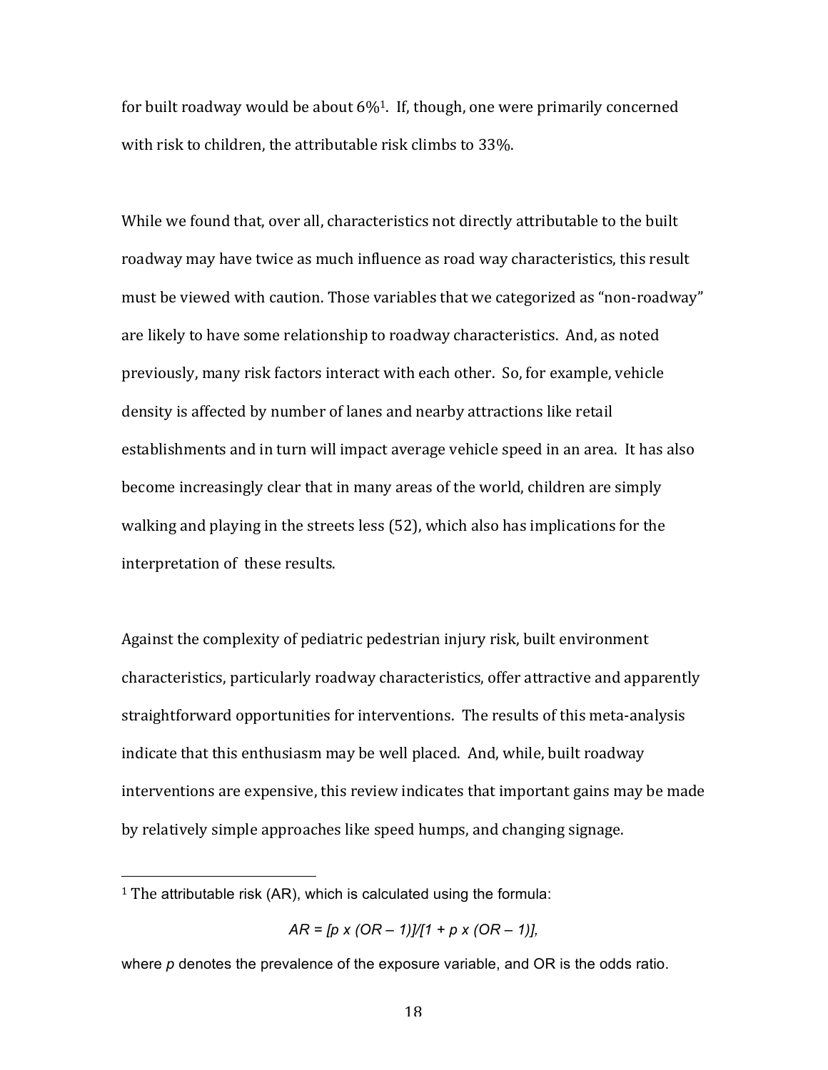for built roadway would be about 6%[1]. If, though, one were primarily concerned with risk to children, the attributable risk climbs to 33%.

While we found that, over all, characteristics not directly attributable to the built roadway may have twice as much influence as road way characteristics, this result must be viewed with caution. Those variables that we categorized as "non-roadway" are likely to have some relationship to roadway characteristics. And, as noted previously, many risk factors interact with each other. So, for example, vehicle density is affected by number of lanes and nearby attractions like retail establishments and in turn will impact average vehicle speed in an area. It has also become increasingly clear that in many areas of the world, children are simply walking and playing in the streets less (52), which also has implications for the interpretation of these results.

Against the complexity of pediatric pedestrian injury risk, built environment characteristics, particularly roadway characteristics, offer attractive and apparently straightforward opportunities for interventions. The results of this meta-analysis indicate that this enthusiasm may be well placed. And, while, built roadway interventions are expensive, this review indicates that important gains may be made by relatively simple approaches like speed humps, and changing signage.

---

[1] The attributable risk (AR), which is calculated using the formula:

$$AR = [p \times (OR - 1)]/[1 + p \times (OR - 1)],$$

where $p$ denotes the prevalence of the exposure variable, and OR is the odds ratio.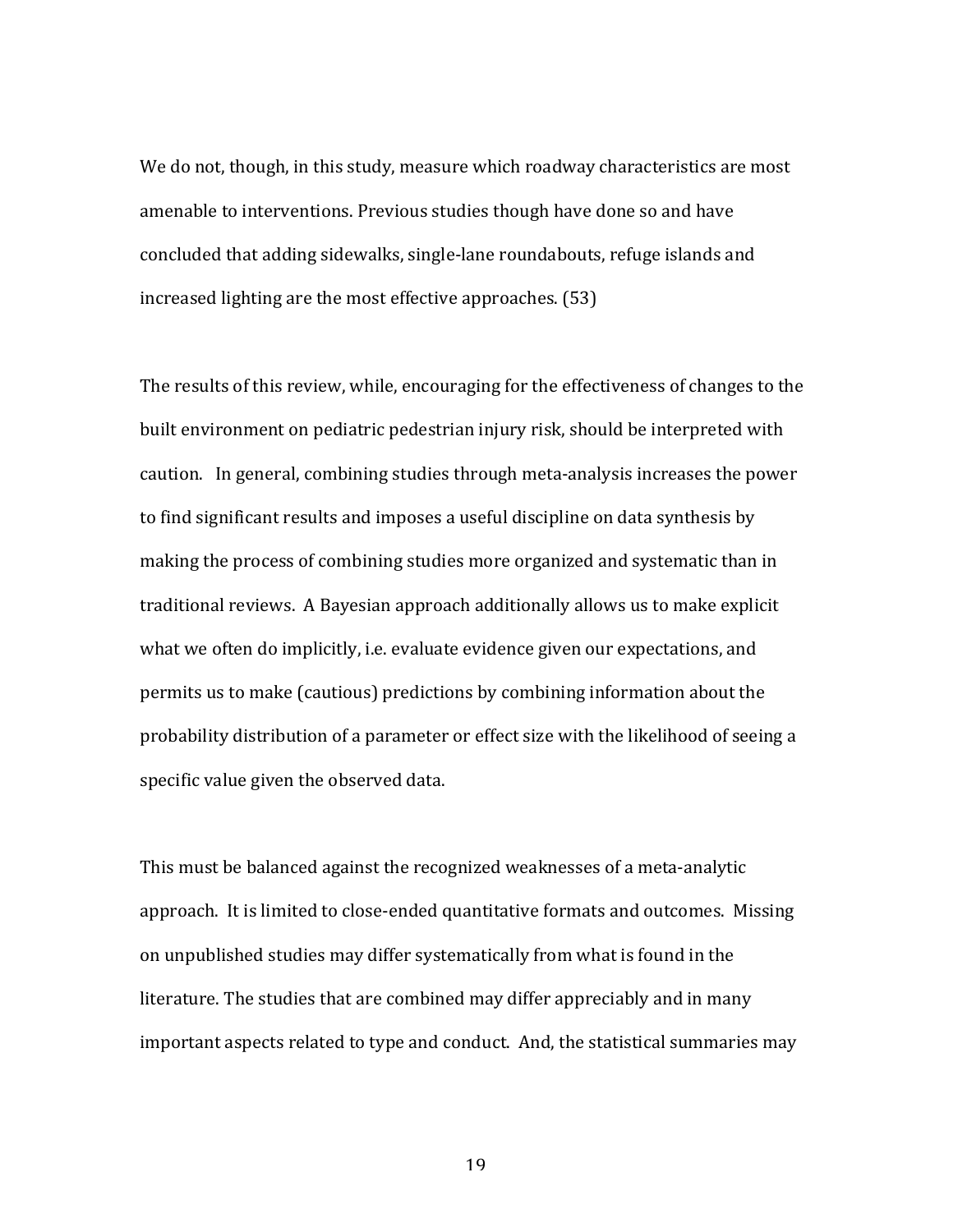We do not, though, in this study, measure which roadway characteristics are most amenable to interventions. Previous studies though have done so and have concluded that adding sidewalks, single-lane roundabouts, refuge islands and increased lighting are the most effective approaches. (53)

The results of this review, while, encouraging for the effectiveness of changes to the built environment on pediatric pedestrian injury risk, should be interpreted with caution. In general, combining studies through meta-analysis increases the power to find significant results and imposes a useful discipline on data synthesis by making the process of combining studies more organized and systematic than in traditional reviews. A Bayesian approach additionally allows us to make explicit what we often do implicitly, i.e. evaluate evidence given our expectations, and permits us to make (cautious) predictions by combining information about the probability distribution of a parameter or effect size with the likelihood of seeing a specific value given the observed data.

This must be balanced against the recognized weaknesses of a meta-analytic approach. It is limited to close-ended quantitative formats and outcomes. Missing on unpublished studies may differ systematically from what is found in the literature. The studies that are combined may differ appreciably and in many important aspects related to type and conduct. And, the statistical summaries may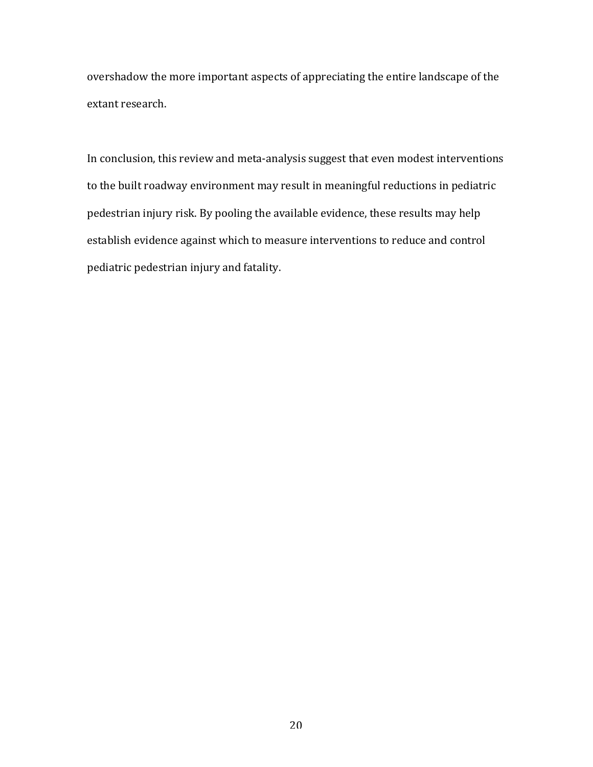overshadow the more important aspects of appreciating the entire landscape of the extant research.

In conclusion, this review and meta-analysis suggest that even modest interventions to the built roadway environment may result in meaningful reductions in pediatric pedestrian injury risk. By pooling the available evidence, these results may help establish evidence against which to measure interventions to reduce and control pediatric pedestrian injury and fatality.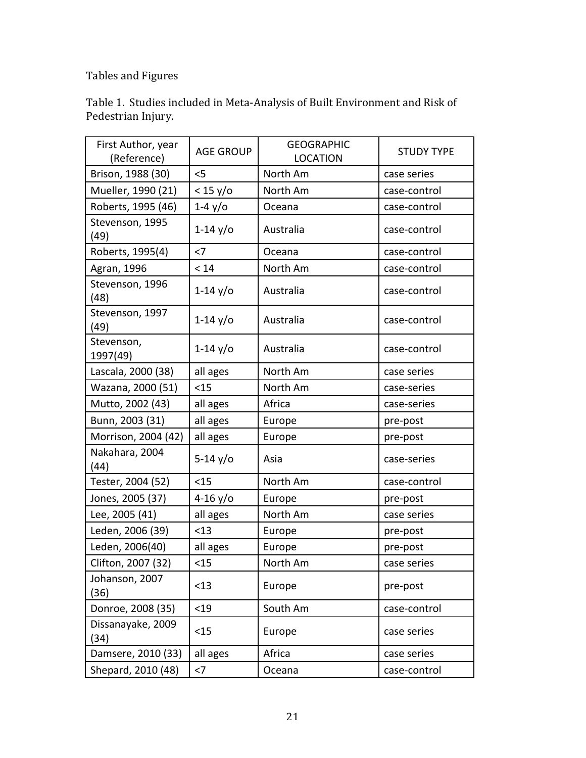Tables and Figures

Table 1. Studies included in Meta-Analysis of Built Environment and Risk of Pedestrian Injury.

| First Author, year (Reference) | AGE GROUP | GEOGRAPHIC LOCATION | STUDY TYPE |
|---|---|---|---|
| Brison, 1988 (30) | <5 | North Am | case series |
| Mueller, 1990 (21) | < 15 y/o | North Am | case-control |
| Roberts, 1995 (46) | 1-4 y/o | Oceana | case-control |
| Stevenson, 1995 (49) | 1-14 y/o | Australia | case-control |
| Roberts, 1995(4) | <7 | Oceana | case-control |
| Agran, 1996 | < 14 | North Am | case-control |
| Stevenson, 1996 (48) | 1-14 y/o | Australia | case-control |
| Stevenson, 1997 (49) | 1-14 y/o | Australia | case-control |
| Stevenson, 1997(49) | 1-14 y/o | Australia | case-control |
| Lascala, 2000 (38) | all ages | North Am | case series |
| Wazana, 2000 (51) | <15 | North Am | case-series |
| Mutto, 2002 (43) | all ages | Africa | case-series |
| Bunn, 2003 (31) | all ages | Europe | pre-post |
| Morrison, 2004 (42) | all ages | Europe | pre-post |
| Nakahara, 2004 (44) | 5-14 y/o | Asia | case-series |
| Tester, 2004 (52) | <15 | North Am | case-control |
| Jones, 2005 (37) | 4-16 y/o | Europe | pre-post |
| Lee, 2005 (41) | all ages | North Am | case series |
| Leden, 2006 (39) | <13 | Europe | pre-post |
| Leden, 2006(40) | all ages | Europe | pre-post |
| Clifton, 2007 (32) | <15 | North Am | case series |
| Johanson, 2007 (36) | <13 | Europe | pre-post |
| Donroe, 2008 (35) | <19 | South Am | case-control |
| Dissanayake, 2009 (34) | <15 | Europe | case series |
| Damsere, 2010 (33) | all ages | Africa | case series |
| Shepard, 2010 (48) | <7 | Oceana | case-control |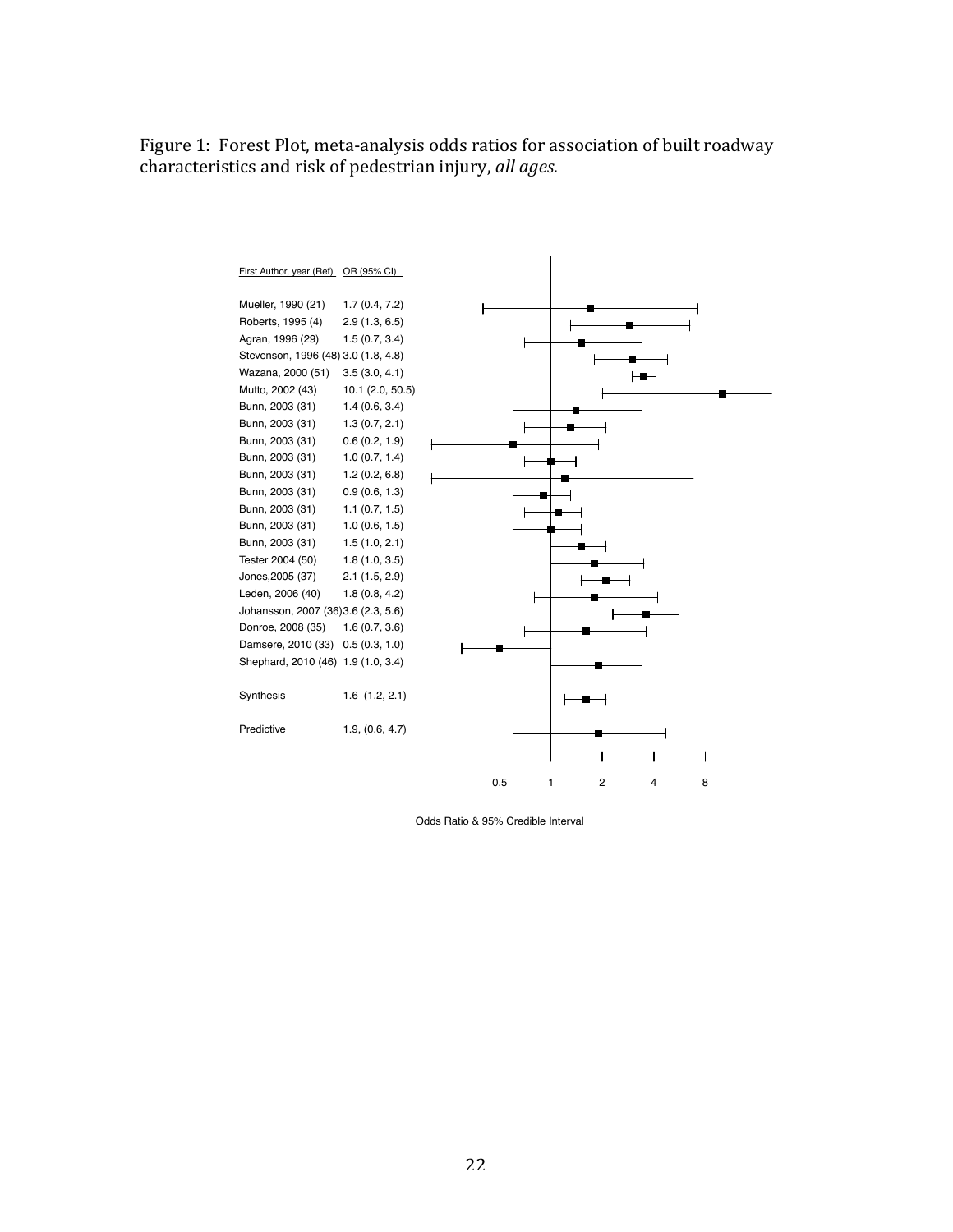Figure 1: Forest Plot, meta-analysis odds ratios for association of built roadway characteristics and risk of pedestrian injury, *all ages*.

| First Author, year (Ref) | OR (95% CI) |
|---|---|
| Mueller, 1990 (21) | 1.7 (0.4, 7.2) |
| Roberts, 1995 (4) | 2.9 (1.3, 6.5) |
| Agran, 1996 (29) | 1.5 (0.7, 3.4) |
| Stevenson, 1996 (48) | 3.0 (1.8, 4.8) |
| Wazana, 2000 (51) | 3.5 (3.0, 4.1) |
| Mutto, 2002 (43) | 10.1 (2.0, 50.5) |
| Bunn, 2003 (31) | 1.4 (0.6, 3.4) |
| Bunn, 2003 (31) | 1.3 (0.7, 2.1) |
| Bunn, 2003 (31) | 0.6 (0.2, 1.9) |
| Bunn, 2003 (31) | 1.0 (0.7, 1.4) |
| Bunn, 2003 (31) | 1.2 (0.2, 6.8) |
| Bunn, 2003 (31) | 0.9 (0.6, 1.3) |
| Bunn, 2003 (31) | 1.1 (0.7, 1.5) |
| Bunn, 2003 (31) | 1.0 (0.6, 1.5) |
| Bunn, 2003 (31) | 1.5 (1.0, 2.1) |
| Tester 2004 (50) | 1.8 (1.0, 3.5) |
| Jones,2005 (37) | 2.1 (1.5, 2.9) |
| Leden, 2006 (40) | 1.8 (0.8, 4.2) |
| Johansson, 2007 (36) | 3.6 (2.3, 5.6) |
| Donroe, 2008 (35) | 1.6 (0.7, 3.6) |
| Damsere, 2010 (33) | 0.5 (0.3, 1.0) |
| Shephard, 2010 (46) | 1.9 (1.0, 3.4) |
| Synthesis | 1.6 (1.2, 2.1) |
| Predictive | 1.9, (0.6, 4.7) |

Odds Ratio & 95% Credible Interval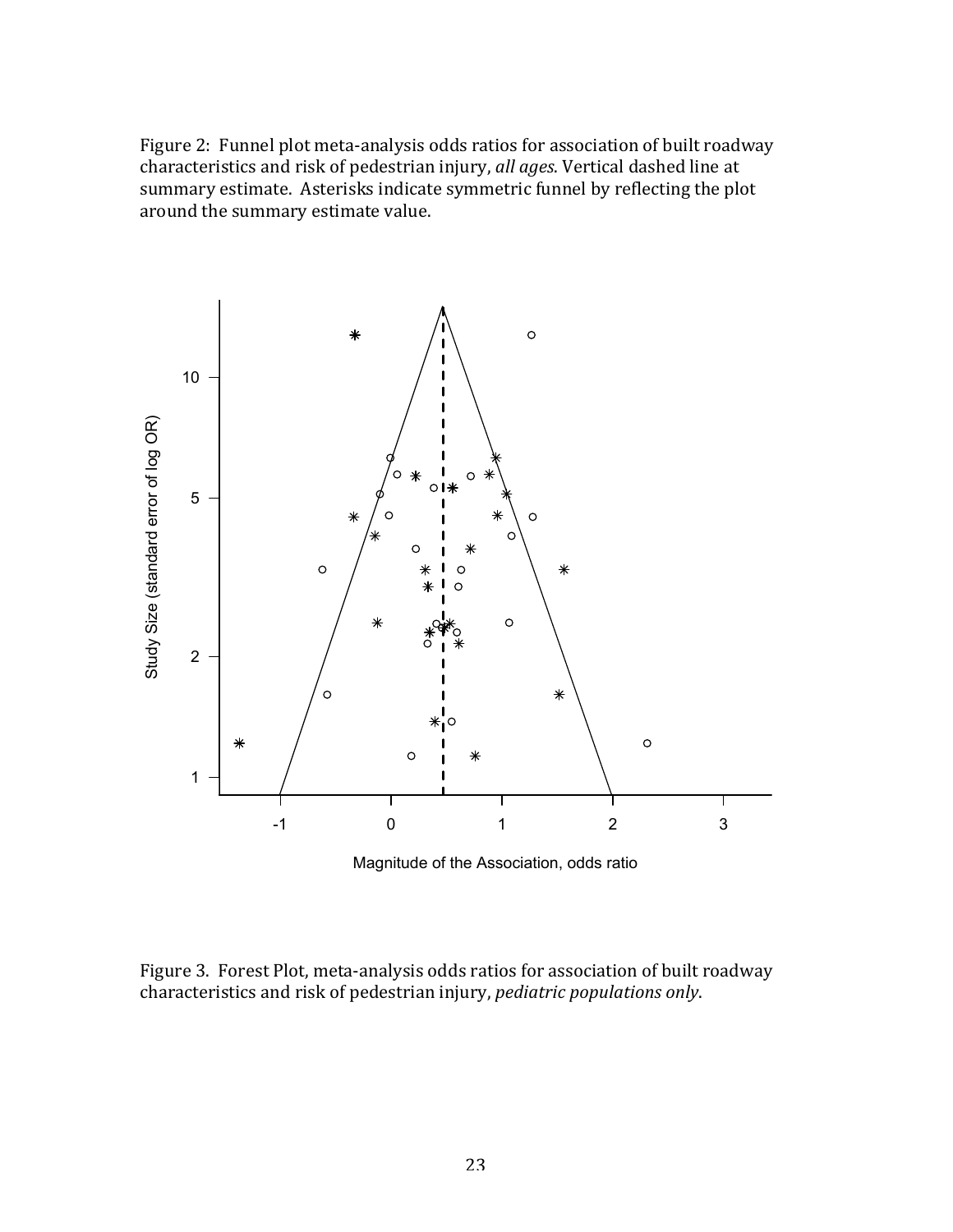Figure 2: Funnel plot meta-analysis odds ratios for association of built roadway characteristics and risk of pedestrian injury, *all ages*. Vertical dashed line at summary estimate. Asterisks indicate symmetric funnel by reflecting the plot around the summary estimate value.

Figure 3. Forest Plot, meta-analysis odds ratios for association of built roadway characteristics and risk of pedestrian injury, *pediatric populations only*.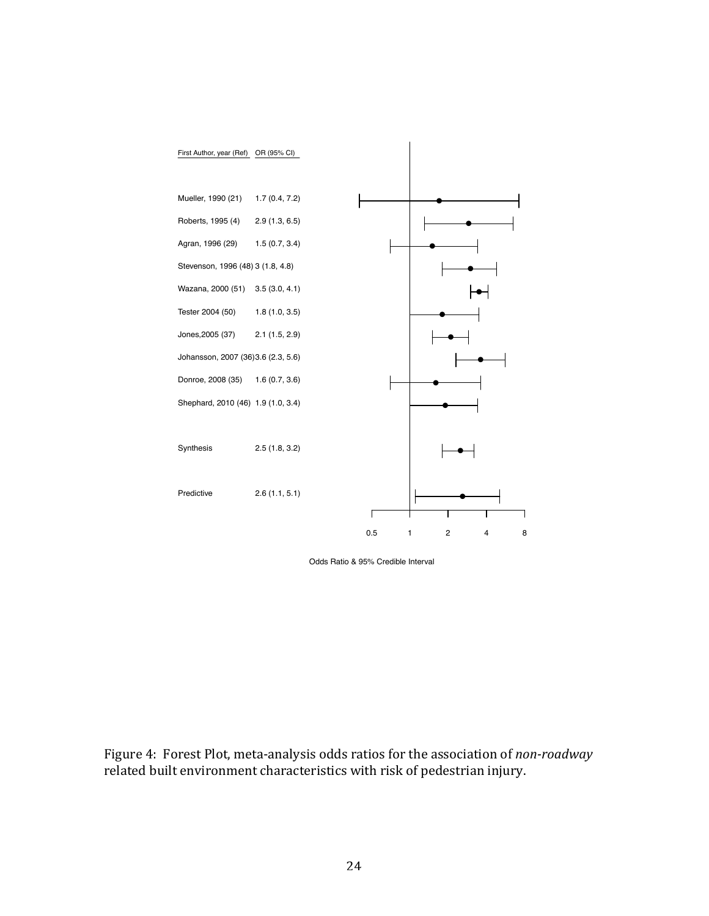| First Author, year (Ref) | OR (95% CI) |
| --- | --- |
| Mueller, 1990 (21) | 1.7 (0.4, 7.2) |
| Roberts, 1995 (4) | 2.9 (1.3, 6.5) |
| Agran, 1996 (29) | 1.5 (0.7, 3.4) |
| Stevenson, 1996 (48) | 3 (1.8, 4.8) |
| Wazana, 2000 (51) | 3.5 (3.0, 4.1) |
| Tester 2004 (50) | 1.8 (1.0, 3.5) |
| Jones,2005 (37) | 2.1 (1.5, 2.9) |
| Johansson, 2007 (36) | 3.6 (2.3, 5.6) |
| Donroe, 2008 (35) | 1.6 (0.7, 3.6) |
| Shephard, 2010 (46) | 1.9 (1.0, 3.4) |
| Synthesis | 2.5 (1.8, 3.2) |
| Predictive | 2.6 (1.1, 5.1) |

0.5 1 2 4 8

Odds Ratio & 95% Credible Interval

Figure 4: Forest Plot, meta-analysis odds ratios for the association of *non-roadway* related built environment characteristics with risk of pedestrian injury.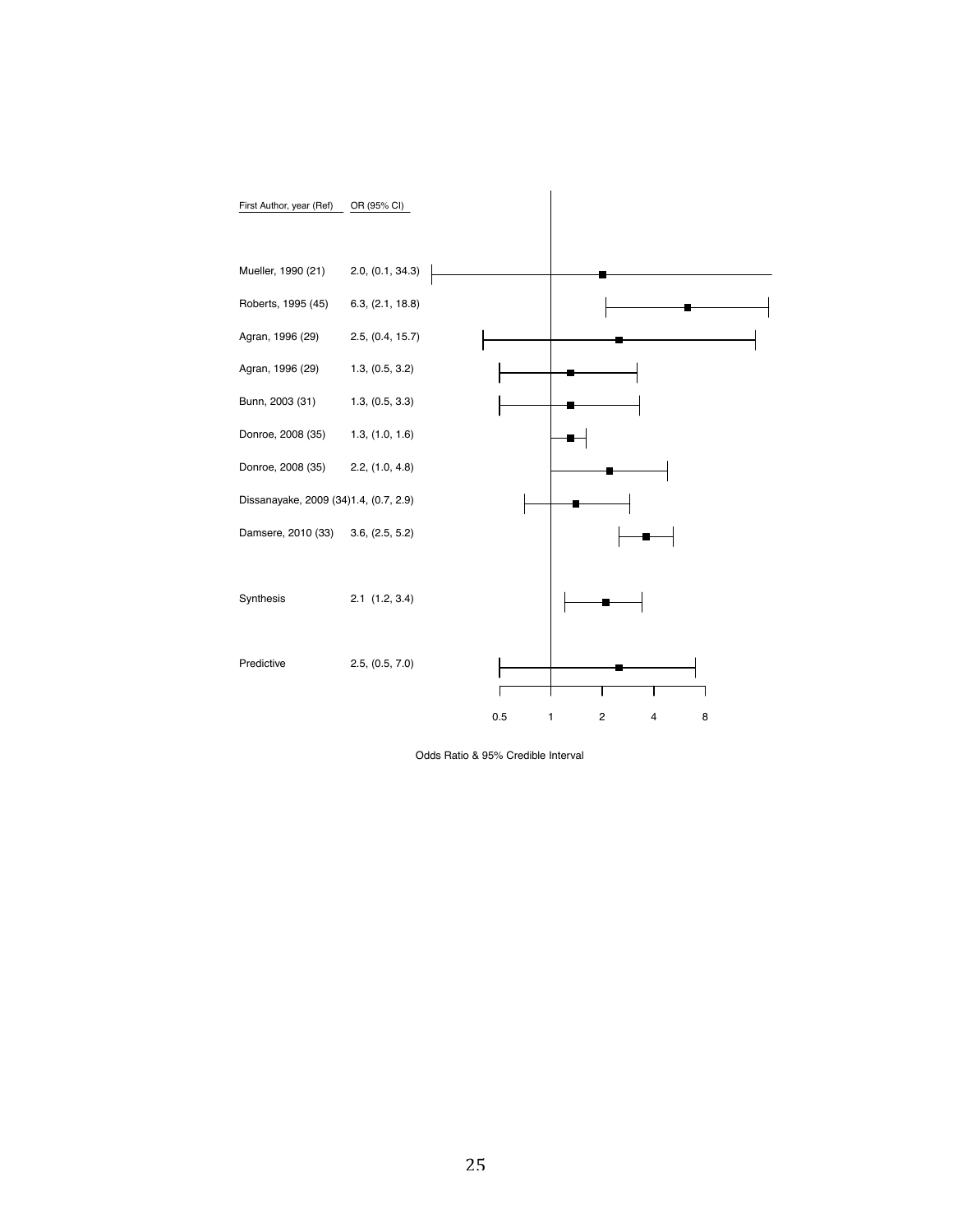| First Author, year (Ref) | OR (95% CI) |
| --- | --- |
| Mueller, 1990 (21) | 2.0, (0.1, 34.3) |
| Roberts, 1995 (45) | 6.3, (2.1, 18.8) |
| Agran, 1996 (29) | 2.5, (0.4, 15.7) |
| Agran, 1996 (29) | 1.3, (0.5, 3.2) |
| Bunn, 2003 (31) | 1.3, (0.5, 3.3) |
| Donroe, 2008 (35) | 1.3, (1.0, 1.6) |
| Donroe, 2008 (35) | 2.2, (1.0, 4.8) |
| Dissanayake, 2009 (34) | 1.4, (0.7, 2.9) |
| Damsere, 2010 (33) | 3.6, (2.5, 5.2) |
| Synthesis | 2.1 (1.2, 3.4) |
| Predictive | 2.5, (0.5, 7.0) |

Odds Ratio & 95% Credible Interval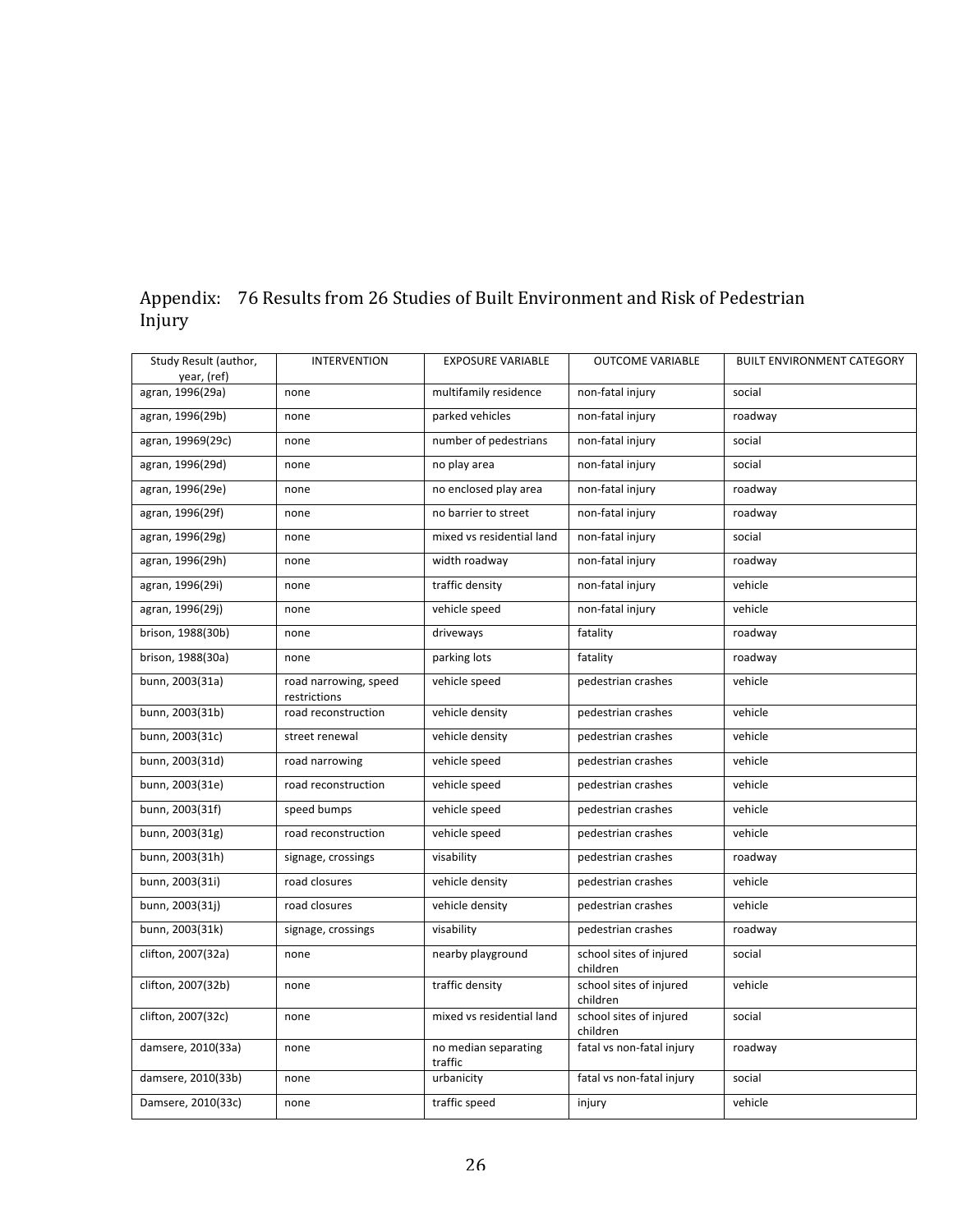## Appendix: 76 Results from 26 Studies of Built Environment and Risk of Pedestrian Injury

| Study Result (author, year, (ref) | INTERVENTION | EXPOSURE VARIABLE | OUTCOME VARIABLE | BUILT ENVIRONMENT CATEGORY |
|---|---|---|---|---|
| agran, 1996(29a) | none | multifamily residence | non-fatal injury | social |
| agran, 1996(29b) | none | parked vehicles | non-fatal injury | roadway |
| agran, 19969(29c) | none | number of pedestrians | non-fatal injury | social |
| agran, 1996(29d) | none | no play area | non-fatal injury | social |
| agran, 1996(29e) | none | no enclosed play area | non-fatal injury | roadway |
| agran, 1996(29f) | none | no barrier to street | non-fatal injury | roadway |
| agran, 1996(29g) | none | mixed vs residential land | non-fatal injury | social |
| agran, 1996(29h) | none | width roadway | non-fatal injury | roadway |
| agran, 1996(29i) | none | traffic density | non-fatal injury | vehicle |
| agran, 1996(29j) | none | vehicle speed | non-fatal injury | vehicle |
| brison, 1988(30b) | none | driveways | fatality | roadway |
| brison, 1988(30a) | none | parking lots | fatality | roadway |
| bunn, 2003(31a) | road narrowing, speed restrictions | vehicle speed | pedestrian crashes | vehicle |
| bunn, 2003(31b) | road reconstruction | vehicle density | pedestrian crashes | vehicle |
| bunn, 2003(31c) | street renewal | vehicle density | pedestrian crashes | vehicle |
| bunn, 2003(31d) | road narrowing | vehicle speed | pedestrian crashes | vehicle |
| bunn, 2003(31e) | road reconstruction | vehicle speed | pedestrian crashes | vehicle |
| bunn, 2003(31f) | speed bumps | vehicle speed | pedestrian crashes | vehicle |
| bunn, 2003(31g) | road reconstruction | vehicle speed | pedestrian crashes | vehicle |
| bunn, 2003(31h) | signage, crossings | visability | pedestrian crashes | roadway |
| bunn, 2003(31i) | road closures | vehicle density | pedestrian crashes | vehicle |
| bunn, 2003(31j) | road closures | vehicle density | pedestrian crashes | vehicle |
| bunn, 2003(31k) | signage, crossings | visability | pedestrian crashes | roadway |
| clifton, 2007(32a) | none | nearby playground | school sites of injured children | social |
| clifton, 2007(32b) | none | traffic density | school sites of injured children | vehicle |
| clifton, 2007(32c) | none | mixed vs residential land | school sites of injured children | social |
| damsere, 2010(33a) | none | no median separating traffic | fatal vs non-fatal injury | roadway |
| damsere, 2010(33b) | none | urbanicity | fatal vs non-fatal injury | social |
| Damsere, 2010(33c) | none | traffic speed | injury | vehicle |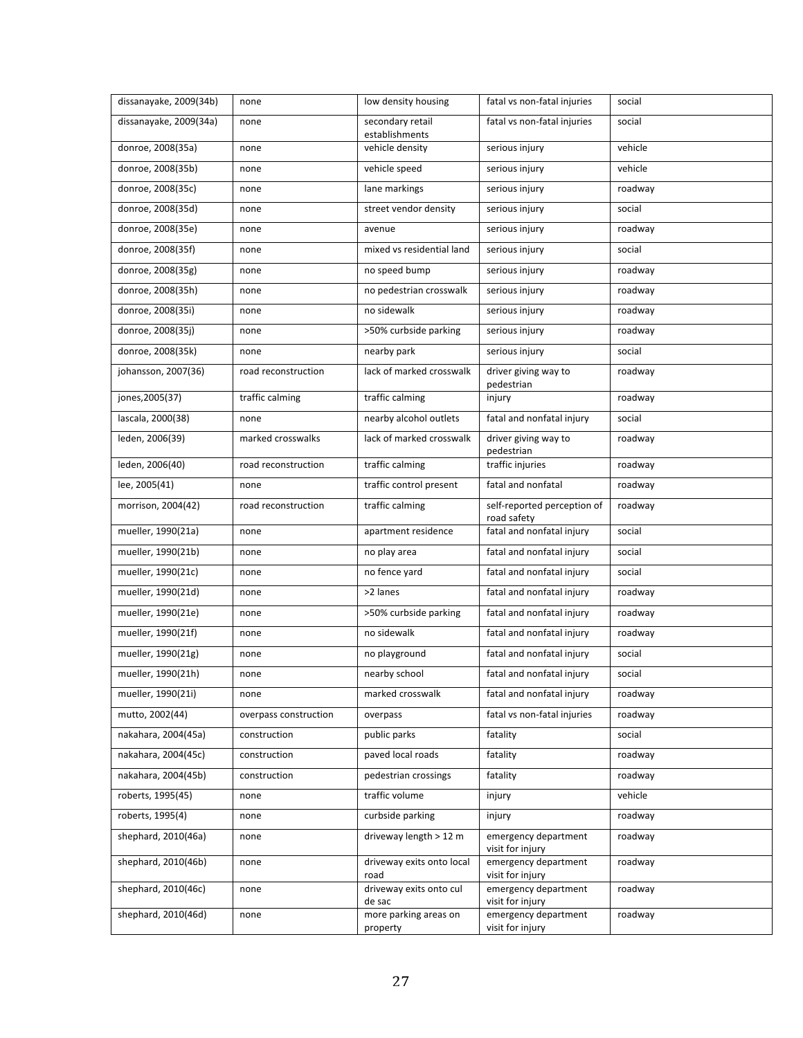| dissanayake, 2009(34b) | none | low density housing | fatal vs non-fatal injuries | social |
|---|---|---|---|---|
| dissanayake, 2009(34a) | none | secondary retail establishments | fatal vs non-fatal injuries | social |
| donroe, 2008(35a) | none | vehicle density | serious injury | vehicle |
| donroe, 2008(35b) | none | vehicle speed | serious injury | vehicle |
| donroe, 2008(35c) | none | lane markings | serious injury | roadway |
| donroe, 2008(35d) | none | street vendor density | serious injury | social |
| donroe, 2008(35e) | none | avenue | serious injury | roadway |
| donroe, 2008(35f) | none | mixed vs residential land | serious injury | social |
| donroe, 2008(35g) | none | no speed bump | serious injury | roadway |
| donroe, 2008(35h) | none | no pedestrian crosswalk | serious injury | roadway |
| donroe, 2008(35i) | none | no sidewalk | serious injury | roadway |
| donroe, 2008(35j) | none | >50% curbside parking | serious injury | roadway |
| donroe, 2008(35k) | none | nearby park | serious injury | social |
| johansson, 2007(36) | road reconstruction | lack of marked crosswalk | driver giving way to pedestrian | roadway |
| jones,2005(37) | traffic calming | traffic calming | injury | roadway |
| lascala, 2000(38) | none | nearby alcohol outlets | fatal and nonfatal injury | social |
| leden, 2006(39) | marked crosswalks | lack of marked crosswalk | driver giving way to pedestrian | roadway |
| leden, 2006(40) | road reconstruction | traffic calming | traffic injuries | roadway |
| lee, 2005(41) | none | traffic control present | fatal and nonfatal | roadway |
| morrison, 2004(42) | road reconstruction | traffic calming | self-reported perception of road safety | roadway |
| mueller, 1990(21a) | none | apartment residence | fatal and nonfatal injury | social |
| mueller, 1990(21b) | none | no play area | fatal and nonfatal injury | social |
| mueller, 1990(21c) | none | no fence yard | fatal and nonfatal injury | social |
| mueller, 1990(21d) | none | >2 lanes | fatal and nonfatal injury | roadway |
| mueller, 1990(21e) | none | >50% curbside parking | fatal and nonfatal injury | roadway |
| mueller, 1990(21f) | none | no sidewalk | fatal and nonfatal injury | roadway |
| mueller, 1990(21g) | none | no playground | fatal and nonfatal injury | social |
| mueller, 1990(21h) | none | nearby school | fatal and nonfatal injury | social |
| mueller, 1990(21i) | none | marked crosswalk | fatal and nonfatal injury | roadway |
| mutto, 2002(44) | overpass construction | overpass | fatal vs non-fatal injuries | roadway |
| nakahara, 2004(45a) | construction | public parks | fatality | social |
| nakahara, 2004(45c) | construction | paved local roads | fatality | roadway |
| nakahara, 2004(45b) | construction | pedestrian crossings | fatality | roadway |
| roberts, 1995(45) | none | traffic volume | injury | vehicle |
| roberts, 1995(4) | none | curbside parking | injury | roadway |
| shephard, 2010(46a) | none | driveway length > 12 m | emergency department visit for injury | roadway |
| shephard, 2010(46b) | none | driveway exits onto local road | emergency department visit for injury | roadway |
| shephard, 2010(46c) | none | driveway exits onto cul de sac | emergency department visit for injury | roadway |
| shephard, 2010(46d) | none | more parking areas on property | emergency department visit for injury | roadway |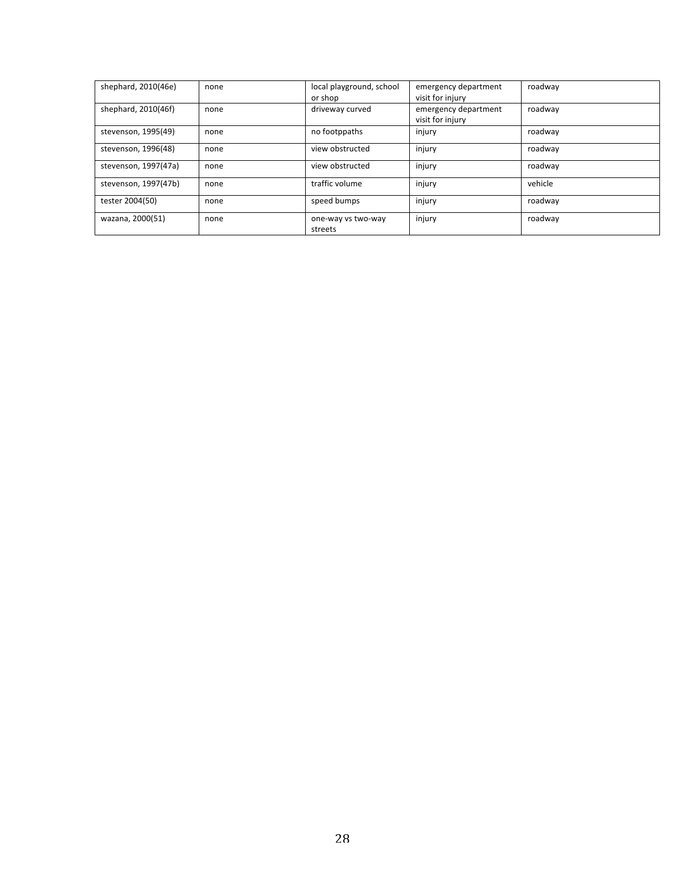| | | | | |
|---|---|---|---|---|
| shephard, 2010(46e) | none | local playground, school or shop | emergency department visit for injury | roadway |
| shephard, 2010(46f) | none | driveway curved | emergency department visit for injury | roadway |
| stevenson, 1995(49) | none | no footppaths | injury | roadway |
| stevenson, 1996(48) | none | view obstructed | injury | roadway |
| stevenson, 1997(47a) | none | view obstructed | injury | roadway |
| stevenson, 1997(47b) | none | traffic volume | injury | vehicle |
| tester 2004(50) | none | speed bumps | injury | roadway |
| wazana, 2000(51) | none | one-way vs two-way streets | injury | roadway |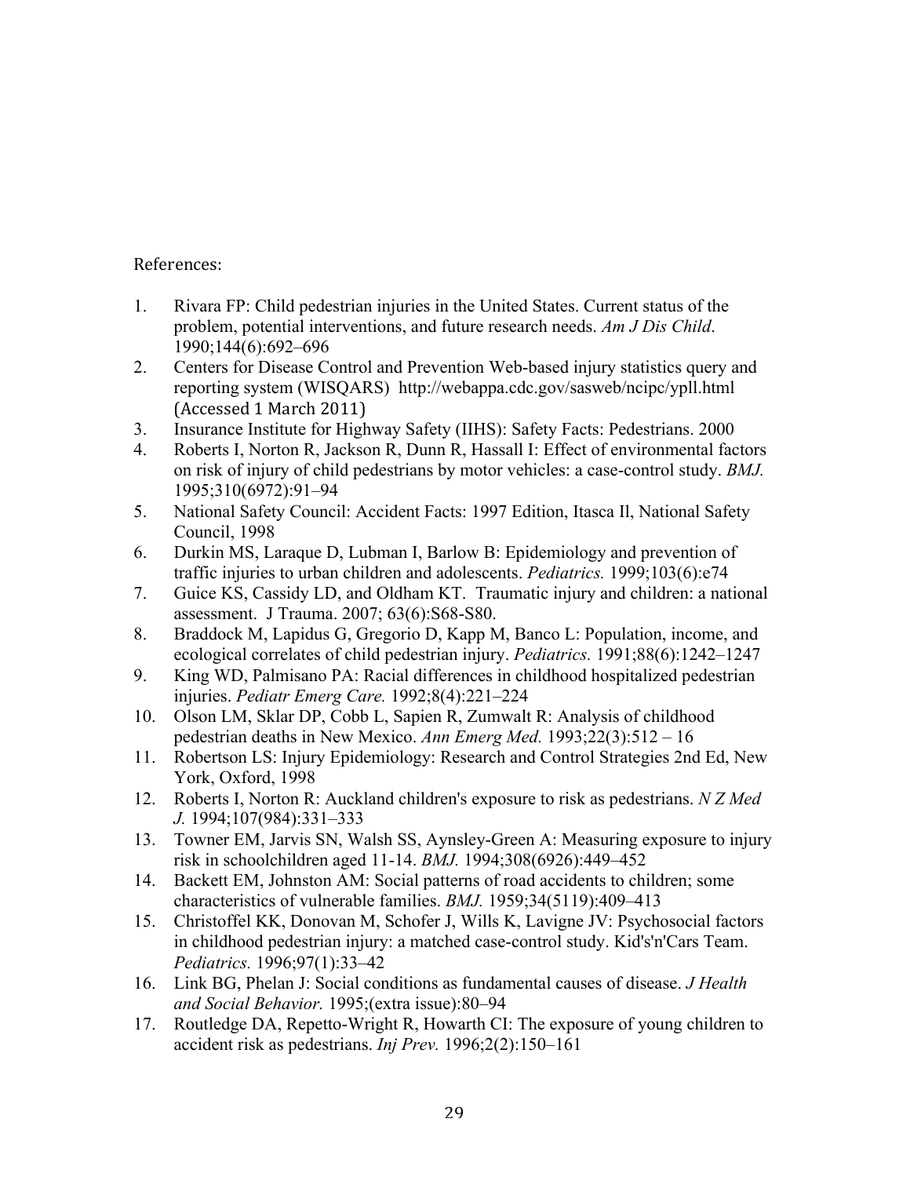References:

1. Rivara FP: Child pedestrian injuries in the United States. Current status of the problem, potential interventions, and future research needs. *Am J Dis Child*. 1990;144(6):692–696
2. Centers for Disease Control and Prevention Web-based injury statistics query and reporting system (WISQARS) http://webappa.cdc.gov/sasweb/ncipc/ypll.html (Accessed 1 March 2011)
3. Insurance Institute for Highway Safety (IIHS): Safety Facts: Pedestrians. 2000
4. Roberts I, Norton R, Jackson R, Dunn R, Hassall I: Effect of environmental factors on risk of injury of child pedestrians by motor vehicles: a case-control study. *BMJ.* 1995;310(6972):91–94
5. National Safety Council: Accident Facts: 1997 Edition, Itasca Il, National Safety Council, 1998
6. Durkin MS, Laraque D, Lubman I, Barlow B: Epidemiology and prevention of traffic injuries to urban children and adolescents. *Pediatrics.* 1999;103(6):e74
7. Guice KS, Cassidy LD, and Oldham KT. Traumatic injury and children: a national assessment. J Trauma. 2007; 63(6):S68-S80.
8. Braddock M, Lapidus G, Gregorio D, Kapp M, Banco L: Population, income, and ecological correlates of child pedestrian injury. *Pediatrics.* 1991;88(6):1242–1247
9. King WD, Palmisano PA: Racial differences in childhood hospitalized pedestrian injuries. *Pediatr Emerg Care.* 1992;8(4):221–224
10. Olson LM, Sklar DP, Cobb L, Sapien R, Zumwalt R: Analysis of childhood pedestrian deaths in New Mexico. *Ann Emerg Med.* 1993;22(3):512 – 16
11. Robertson LS: Injury Epidemiology: Research and Control Strategies 2nd Ed, New York, Oxford, 1998
12. Roberts I, Norton R: Auckland children's exposure to risk as pedestrians. *N Z Med J.* 1994;107(984):331–333
13. Towner EM, Jarvis SN, Walsh SS, Aynsley-Green A: Measuring exposure to injury risk in schoolchildren aged 11-14. *BMJ.* 1994;308(6926):449–452
14. Backett EM, Johnston AM: Social patterns of road accidents to children; some characteristics of vulnerable families. *BMJ.* 1959;34(5119):409–413
15. Christoffel KK, Donovan M, Schofer J, Wills K, Lavigne JV: Psychosocial factors in childhood pedestrian injury: a matched case-control study. Kid's'n'Cars Team. *Pediatrics.* 1996;97(1):33–42
16. Link BG, Phelan J: Social conditions as fundamental causes of disease. *J Health and Social Behavior.* 1995;(extra issue):80–94
17. Routledge DA, Repetto-Wright R, Howarth CI: The exposure of young children to accident risk as pedestrians. *Inj Prev.* 1996;2(2):150–161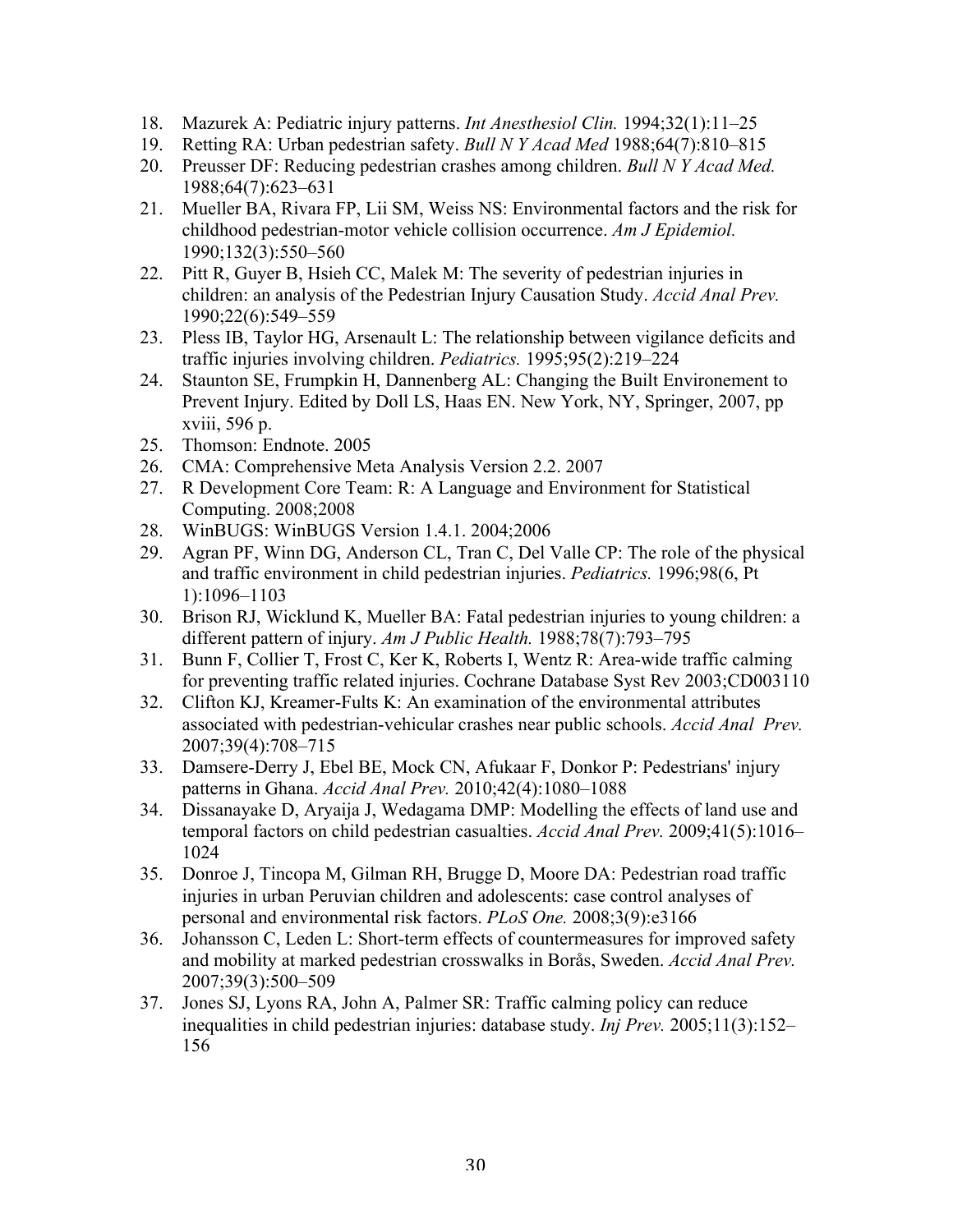18. Mazurek A: Pediatric injury patterns. *Int Anesthesiol Clin.* 1994;32(1):11–25
19. Retting RA: Urban pedestrian safety. *Bull N Y Acad Med* 1988;64(7):810–815
20. Preusser DF: Reducing pedestrian crashes among children. *Bull N Y Acad Med.* 1988;64(7):623–631
21. Mueller BA, Rivara FP, Lii SM, Weiss NS: Environmental factors and the risk for childhood pedestrian-motor vehicle collision occurrence. *Am J Epidemiol.* 1990;132(3):550–560
22. Pitt R, Guyer B, Hsieh CC, Malek M: The severity of pedestrian injuries in children: an analysis of the Pedestrian Injury Causation Study. *Accid Anal Prev.* 1990;22(6):549–559
23. Pless IB, Taylor HG, Arsenault L: The relationship between vigilance deficits and traffic injuries involving children. *Pediatrics.* 1995;95(2):219–224
24. Staunton SE, Frumpkin H, Dannenberg AL: Changing the Built Environement to Prevent Injury. Edited by Doll LS, Haas EN. New York, NY, Springer, 2007, pp xviii, 596 p.
25. Thomson: Endnote. 2005
26. CMA: Comprehensive Meta Analysis Version 2.2. 2007
27. R Development Core Team: R: A Language and Environment for Statistical Computing. 2008;2008
28. WinBUGS: WinBUGS Version 1.4.1. 2004;2006
29. Agran PF, Winn DG, Anderson CL, Tran C, Del Valle CP: The role of the physical and traffic environment in child pedestrian injuries. *Pediatrics.* 1996;98(6, Pt 1):1096–1103
30. Brison RJ, Wicklund K, Mueller BA: Fatal pedestrian injuries to young children: a different pattern of injury. *Am J Public Health.* 1988;78(7):793–795
31. Bunn F, Collier T, Frost C, Ker K, Roberts I, Wentz R: Area-wide traffic calming for preventing traffic related injuries. Cochrane Database Syst Rev 2003;CD003110
32. Clifton KJ, Kreamer-Fults K: An examination of the environmental attributes associated with pedestrian-vehicular crashes near public schools. *Accid Anal Prev.* 2007;39(4):708–715
33. Damsere-Derry J, Ebel BE, Mock CN, Afukaar F, Donkor P: Pedestrians' injury patterns in Ghana. *Accid Anal Prev.* 2010;42(4):1080–1088
34. Dissanayake D, Aryaija J, Wedagama DMP: Modelling the effects of land use and temporal factors on child pedestrian casualties. *Accid Anal Prev.* 2009;41(5):1016–1024
35. Donroe J, Tincopa M, Gilman RH, Brugge D, Moore DA: Pedestrian road traffic injuries in urban Peruvian children and adolescents: case control analyses of personal and environmental risk factors. *PLoS One.* 2008;3(9):e3166
36. Johansson C, Leden L: Short-term effects of countermeasures for improved safety and mobility at marked pedestrian crosswalks in Borås, Sweden. *Accid Anal Prev.* 2007;39(3):500–509
37. Jones SJ, Lyons RA, John A, Palmer SR: Traffic calming policy can reduce inequalities in child pedestrian injuries: database study. *Inj Prev.* 2005;11(3):152–156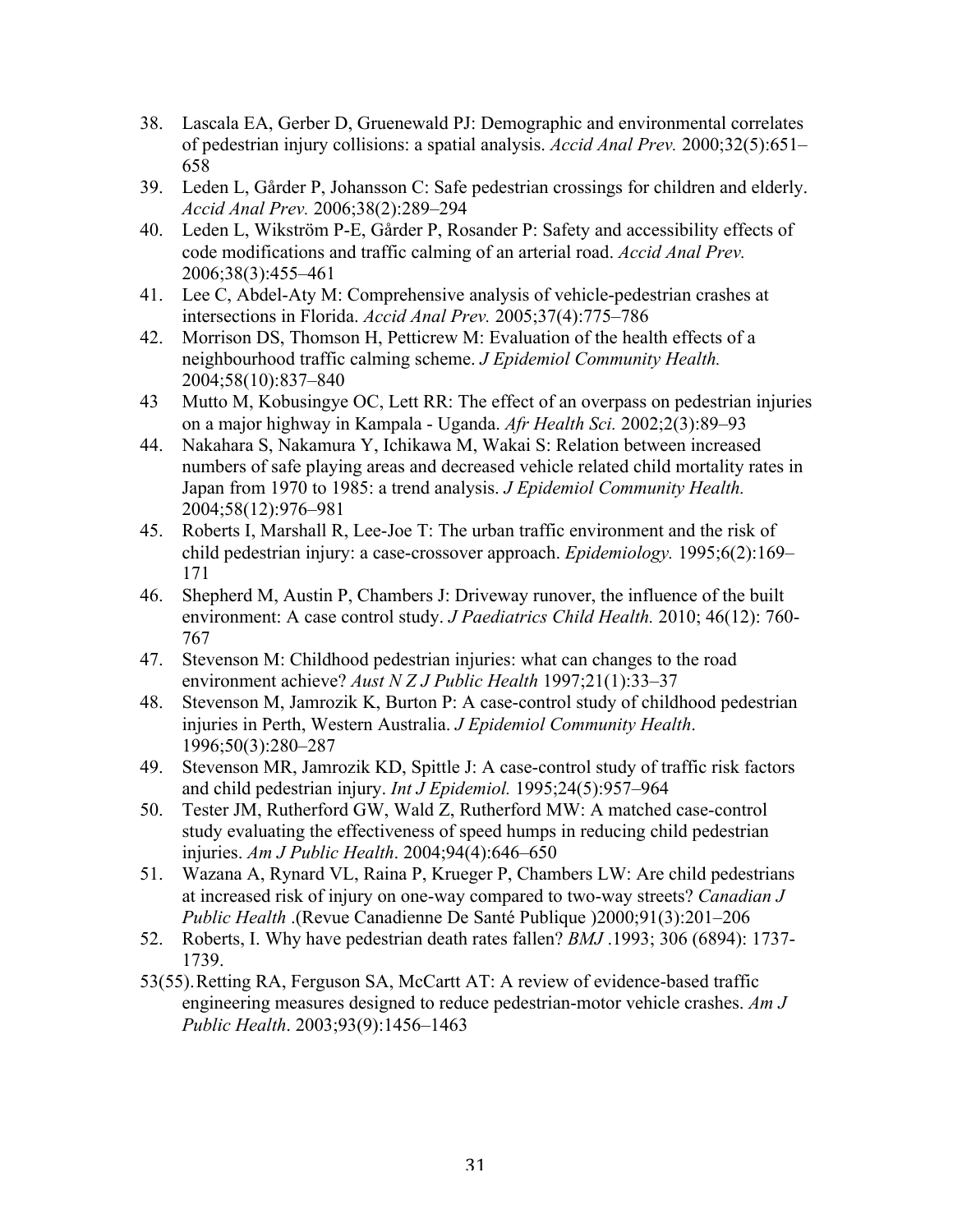38. Lascala EA, Gerber D, Gruenewald PJ: Demographic and environmental correlates of pedestrian injury collisions: a spatial analysis. *Accid Anal Prev.* 2000;32(5):651–658
39. Leden L, Gårder P, Johansson C: Safe pedestrian crossings for children and elderly. *Accid Anal Prev.* 2006;38(2):289–294
40. Leden L, Wikström P-E, Gårder P, Rosander P: Safety and accessibility effects of code modifications and traffic calming of an arterial road. *Accid Anal Prev.* 2006;38(3):455–461
41. Lee C, Abdel-Aty M: Comprehensive analysis of vehicle-pedestrian crashes at intersections in Florida. *Accid Anal Prev.* 2005;37(4):775–786
42. Morrison DS, Thomson H, Petticrew M: Evaluation of the health effects of a neighbourhood traffic calming scheme. *J Epidemiol Community Health.* 2004;58(10):837–840
43 Mutto M, Kobusingye OC, Lett RR: The effect of an overpass on pedestrian injuries on a major highway in Kampala - Uganda. *Afr Health Sci.* 2002;2(3):89–93
44. Nakahara S, Nakamura Y, Ichikawa M, Wakai S: Relation between increased numbers of safe playing areas and decreased vehicle related child mortality rates in Japan from 1970 to 1985: a trend analysis. *J Epidemiol Community Health.* 2004;58(12):976–981
45. Roberts I, Marshall R, Lee-Joe T: The urban traffic environment and the risk of child pedestrian injury: a case-crossover approach. *Epidemiology.* 1995;6(2):169–171
46. Shepherd M, Austin P, Chambers J: Driveway runover, the influence of the built environment: A case control study. *J Paediatrics Child Health.* 2010; 46(12): 760-767
47. Stevenson M: Childhood pedestrian injuries: what can changes to the road environment achieve? *Aust N Z J Public Health* 1997;21(1):33–37
48. Stevenson M, Jamrozik K, Burton P: A case-control study of childhood pedestrian injuries in Perth, Western Australia. *J Epidemiol Community Health*. 1996;50(3):280–287
49. Stevenson MR, Jamrozik KD, Spittle J: A case-control study of traffic risk factors and child pedestrian injury. *Int J Epidemiol.* 1995;24(5):957–964
50. Tester JM, Rutherford GW, Wald Z, Rutherford MW: A matched case-control study evaluating the effectiveness of speed humps in reducing child pedestrian injuries. *Am J Public Health*. 2004;94(4):646–650
51. Wazana A, Rynard VL, Raina P, Krueger P, Chambers LW: Are child pedestrians at increased risk of injury on one-way compared to two-way streets? *Canadian J Public Health* .(Revue Canadienne De Santé Publique )2000;91(3):201–206
52. Roberts, I. Why have pedestrian death rates fallen? *BMJ* .1993; 306 (6894): 1737-1739.

53(55). Retting RA, Ferguson SA, McCartt AT: A review of evidence-based traffic engineering measures designed to reduce pedestrian-motor vehicle crashes. *Am J Public Health*. 2003;93(9):1456–1463